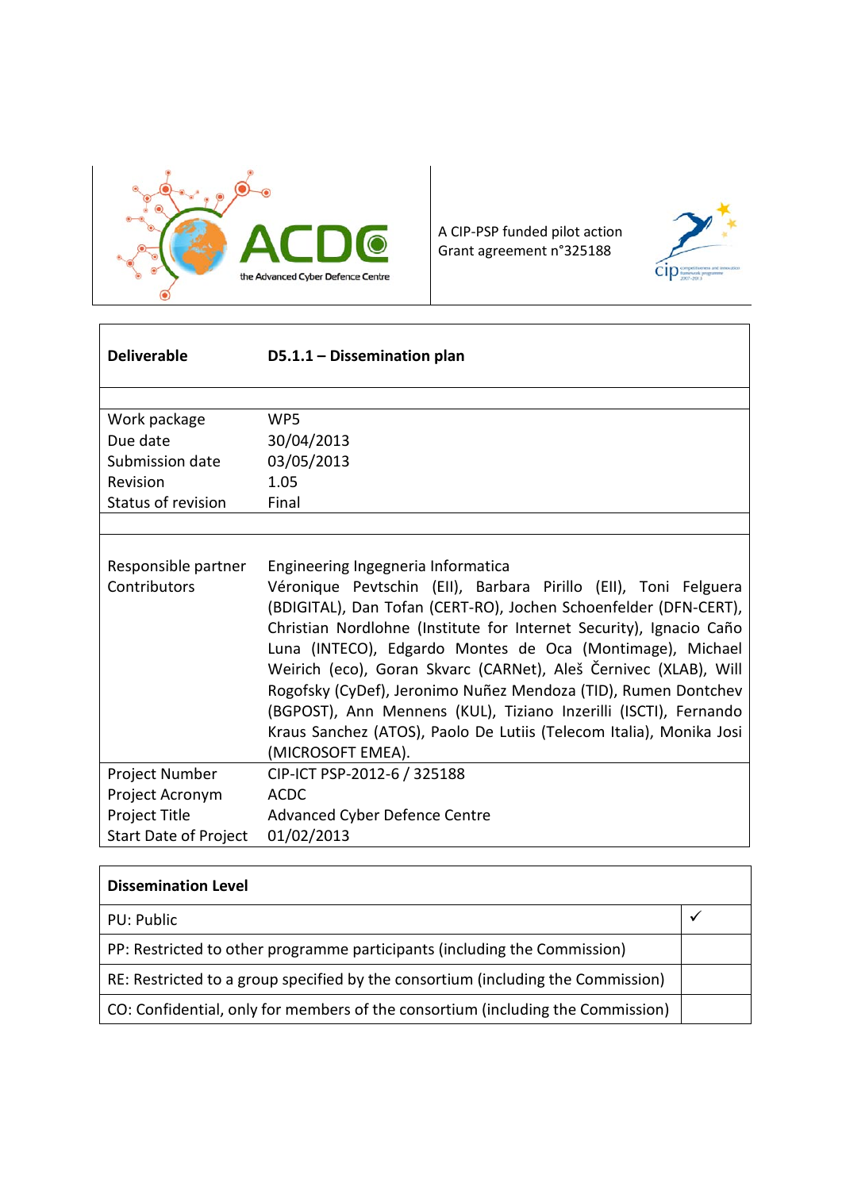ACDC – the Advanced Cyber Defence Centre

A CIP-PSP funded pilot action
Grant agreement n°325188

| **Deliverable** | **D5.1.1 – Dissemination plan** |
|---|---|
| | |
| Work package | WP5 |
| Due date | 30/04/2013 |
| Submission date | 03/05/2013 |
| Revision | 1.05 |
| Status of revision | Final |
| | |
| Responsible partner | Engineering Ingegneria Informatica |
| Contributors | Véronique Pevtschin (EII), Barbara Pirillo (EII), Toni Felguera (BDIGITAL), Dan Tofan (CERT-RO), Jochen Schoenfelder (DFN-CERT), Christian Nordlohne (Institute for Internet Security), Ignacio Caño Luna (INTECO), Edgardo Montes de Oca (Montimage), Michael Weirich (eco), Goran Skvarc (CARNet), Aleš Černivec (XLAB), Will Rogofsky (CyDef), Jeronimo Nuñez Mendoza (TID), Rumen Dontchev (BGPOST), Ann Mennens (KUL), Tiziano Inzerilli (ISCTI), Fernando Kraus Sanchez (ATOS), Paolo De Lutiis (Telecom Italia), Monika Josi (MICROSOFT EMEA). |
| Project Number | CIP-ICT PSP-2012-6 / 325188 |
| Project Acronym | ACDC |
| Project Title | Advanced Cyber Defence Centre |
| Start Date of Project | 01/02/2013 |

| **Dissemination Level** | |
|---|---|
| PU: Public | ✓ |
| PP: Restricted to other programme participants (including the Commission) | |
| RE: Restricted to a group specified by the consortium (including the Commission) | |
| CO: Confidential, only for members of the consortium (including the Commission) | |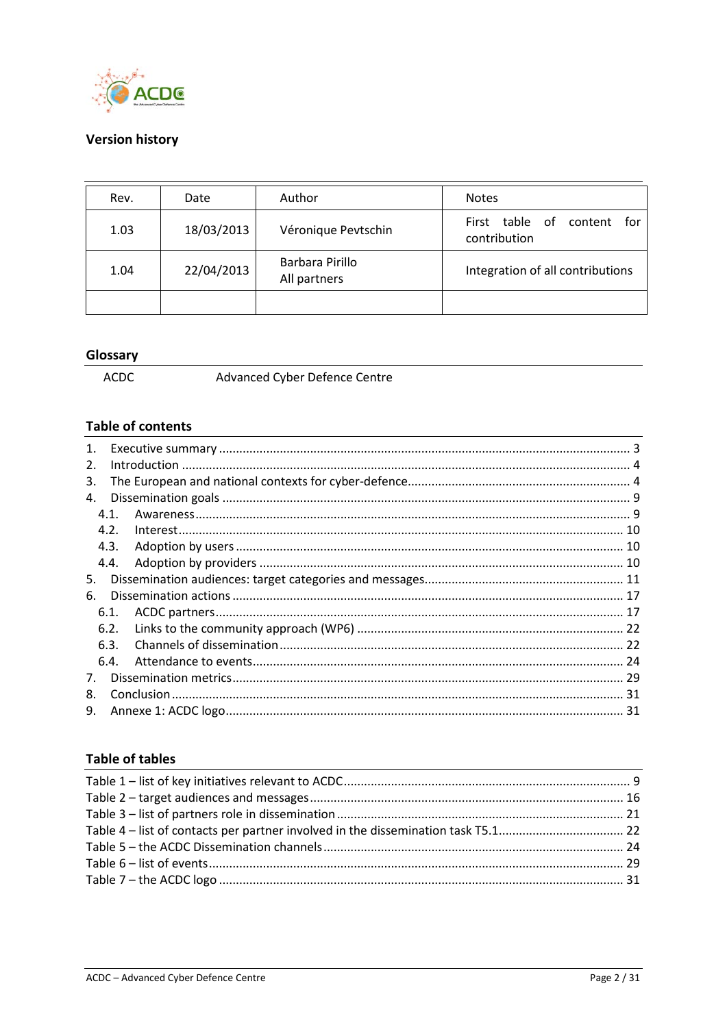## Version history

| Rev. | Date | Author | Notes |
|---|---|---|---|
| 1.03 | 18/03/2013 | Véronique Pevtschin | First table of content for contribution |
| 1.04 | 22/04/2013 | Barbara Pirillo<br>All partners | Integration of all contributions |
| | | | |

## Glossary

ACDC Advanced Cyber Defence Centre

## Table of contents

1. Executive summary ........ 3
2. Introduction ........ 4
3. The European and national contexts for cyber-defence ........ 4
4. Dissemination goals ........ 9
   - 4.1. Awareness ........ 9
   - 4.2. Interest ........ 10
   - 4.3. Adoption by users ........ 10
   - 4.4. Adoption by providers ........ 10
5. Dissemination audiences: target categories and messages ........ 11
6. Dissemination actions ........ 17
   - 6.1. ACDC partners ........ 17
   - 6.2. Links to the community approach (WP6) ........ 22
   - 6.3. Channels of dissemination ........ 22
   - 6.4. Attendance to events ........ 24
7. Dissemination metrics ........ 29
8. Conclusion ........ 31
9. Annexe 1: ACDC logo ........ 31

## Table of tables

Table 1 – list of key initiatives relevant to ACDC ........ 9
Table 2 – target audiences and messages ........ 16
Table 3 – list of partners role in dissemination ........ 21
Table 4 – list of contacts per partner involved in the dissemination task T5.1 ........ 22
Table 5 – the ACDC Dissemination channels ........ 24
Table 6 – list of events ........ 29
Table 7 – the ACDC logo ........ 31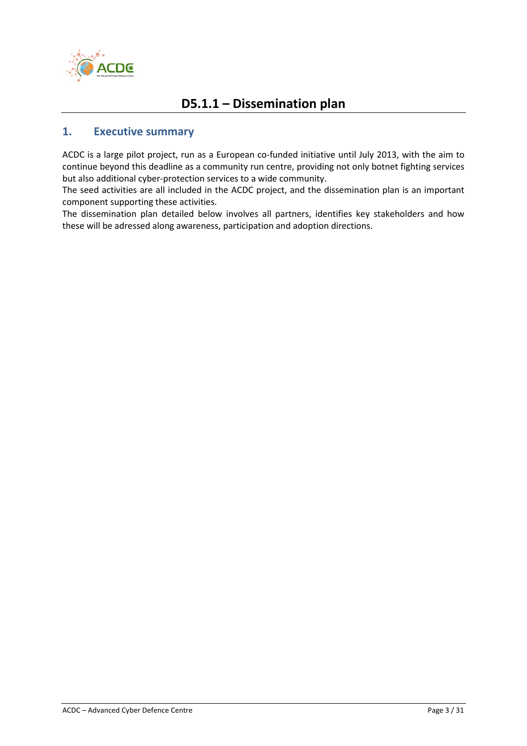# D5.1.1 – Dissemination plan

## 1. Executive summary

ACDC is a large pilot project, run as a European co-funded initiative until July 2013, with the aim to continue beyond this deadline as a community run centre, providing not only botnet fighting services but also additional cyber-protection services to a wide community.

The seed activities are all included in the ACDC project, and the dissemination plan is an important component supporting these activities.

The dissemination plan detailed below involves all partners, identifies key stakeholders and how these will be adressed along awareness, participation and adoption directions.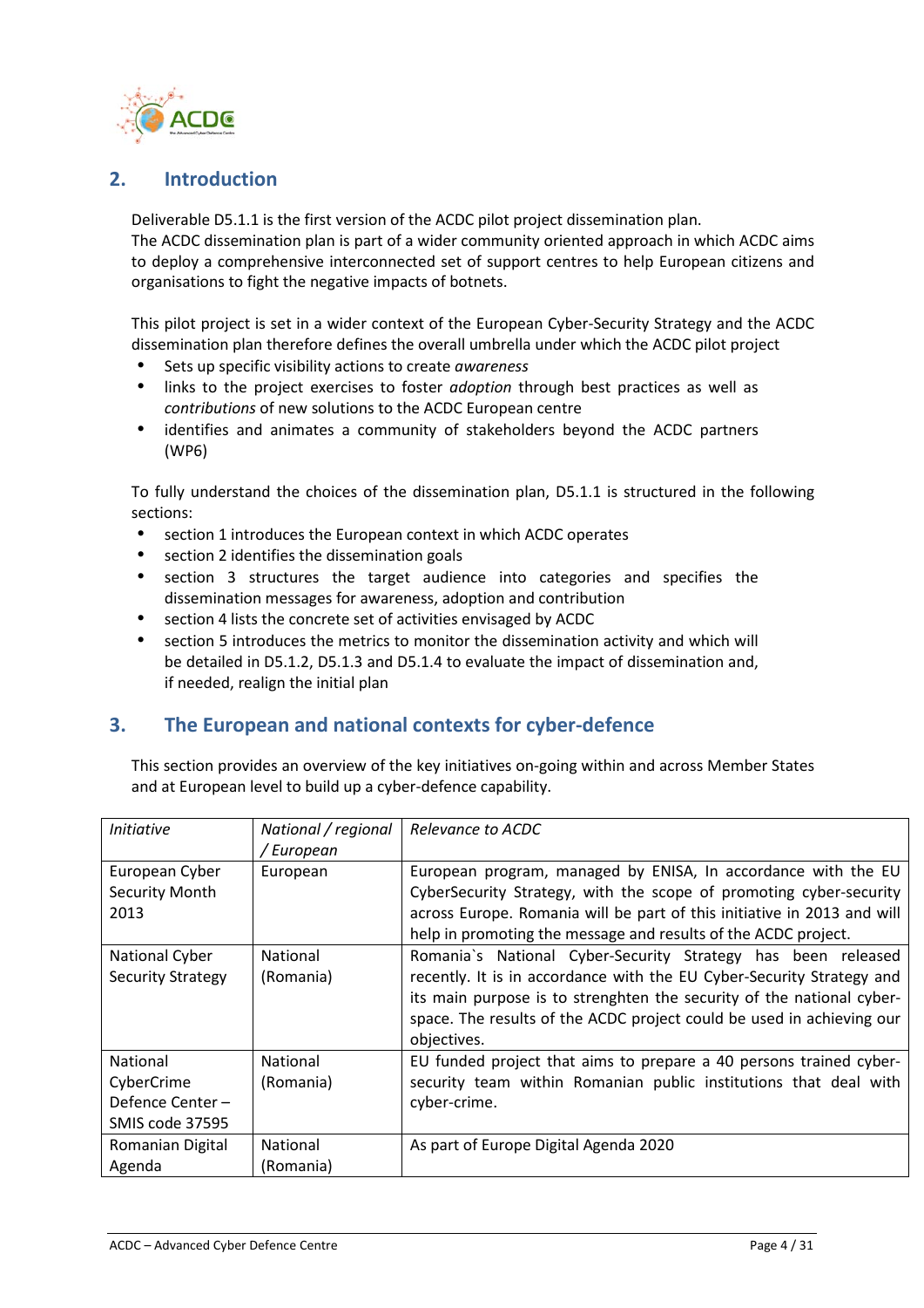## 2. Introduction

Deliverable D5.1.1 is the first version of the ACDC pilot project dissemination plan.
The ACDC dissemination plan is part of a wider community oriented approach in which ACDC aims to deploy a comprehensive interconnected set of support centres to help European citizens and organisations to fight the negative impacts of botnets.

This pilot project is set in a wider context of the European Cyber-Security Strategy and the ACDC dissemination plan therefore defines the overall umbrella under which the ACDC pilot project

- Sets up specific visibility actions to create *awareness*
- links to the project exercises to foster *adoption* through best practices as well as *contributions* of new solutions to the ACDC European centre
- identifies and animates a community of stakeholders beyond the ACDC partners (WP6)

To fully understand the choices of the dissemination plan, D5.1.1 is structured in the following sections:

- section 1 introduces the European context in which ACDC operates
- section 2 identifies the dissemination goals
- section 3 structures the target audience into categories and specifies the dissemination messages for awareness, adoption and contribution
- section 4 lists the concrete set of activities envisaged by ACDC
- section 5 introduces the metrics to monitor the dissemination activity and which will be detailed in D5.1.2, D5.1.3 and D5.1.4 to evaluate the impact of dissemination and, if needed, realign the initial plan

## 3. The European and national contexts for cyber-defence

This section provides an overview of the key initiatives on-going within and across Member States and at European level to build up a cyber-defence capability.

| *Initiative* | *National / regional / European* | *Relevance to ACDC* |
|---|---|---|
| European Cyber Security Month 2013 | European | European program, managed by ENISA, In accordance with the EU CyberSecurity Strategy, with the scope of promoting cyber-security across Europe. Romania will be part of this initiative in 2013 and will help in promoting the message and results of the ACDC project. |
| National Cyber Security Strategy | National (Romania) | Romania`s National Cyber-Security Strategy has been released recently. It is in accordance with the EU Cyber-Security Strategy and its main purpose is to strenghten the security of the national cyber-space. The results of the ACDC project could be used in achieving our objectives. |
| National CyberCrime Defence Center – SMIS code 37595 | National (Romania) | EU funded project that aims to prepare a 40 persons trained cyber-security team within Romanian public institutions that deal with cyber-crime. |
| Romanian Digital Agenda | National (Romania) | As part of Europe Digital Agenda 2020 |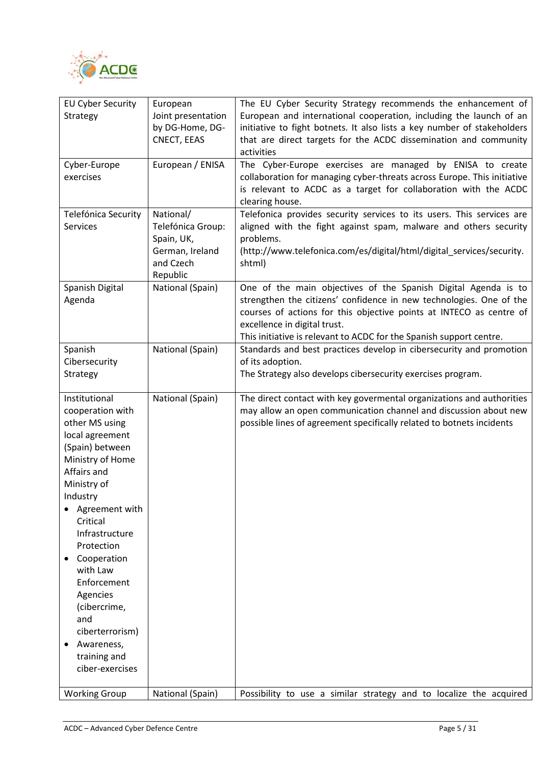| | | |
|---|---|---|
| EU Cyber Security Strategy | European Joint presentation by DG-Home, DG-CNECT, EEAS | The EU Cyber Security Strategy recommends the enhancement of European and international cooperation, including the launch of an initiative to fight botnets. It also lists a key number of stakeholders that are direct targets for the ACDC dissemination and community activities |
| Cyber-Europe exercises | European / ENISA | The Cyber-Europe exercises are managed by ENISA to create collaboration for managing cyber-threats across Europe. This initiative is relevant to ACDC as a target for collaboration with the ACDC clearing house. |
| Telefónica Security Services | National/ Telefónica Group: Spain, UK, German, Ireland and Czech Republic | Telefonica provides security services to its users. This services are aligned with the fight against spam, malware and others security problems. (http://www.telefonica.com/es/digital/html/digital_services/security.shtml) |
| Spanish Digital Agenda | National (Spain) | One of the main objectives of the Spanish Digital Agenda is to strengthen the citizens' confidence in new technologies. One of the courses of actions for this objective points at INTECO as centre of excellence in digital trust.<br>This initiative is relevant to ACDC for the Spanish support centre. |
| Spanish Cibersecurity Strategy | National (Spain) | Standards and best practices develop in cibersecurity and promotion of its adoption.<br>The Strategy also develops cibersecurity exercises program. |
| Institutional cooperation with other MS using local agreement (Spain) between Ministry of Home Affairs and Ministry of Industry<br>• Agreement with Critical Infrastructure Protection<br>• Cooperation with Law Enforcement Agencies (cibercrime, and ciberterrorism)<br>• Awareness, training and ciber-exercises | National (Spain) | The direct contact with key govermental organizations and authorities may allow an open communication channel and discussion about new possible lines of agreement specifically related to botnets incidents |
| Working Group | National (Spain) | Possibility to use a similar strategy and to localize the acquired |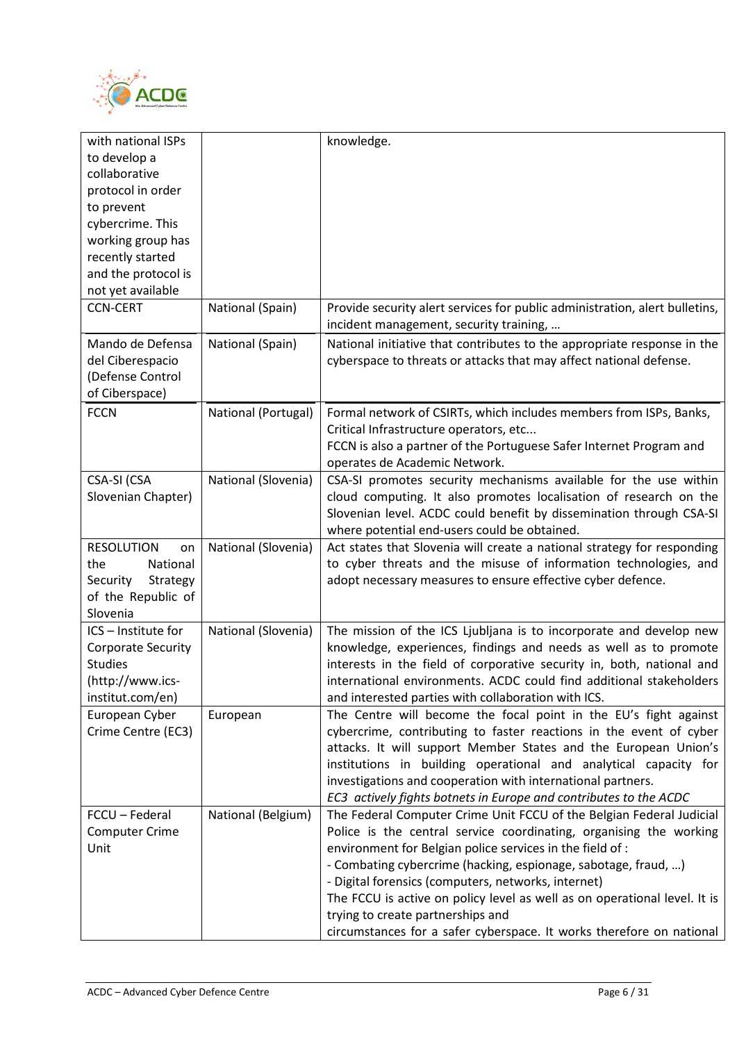| | | |
|---|---|---|
| with national ISPs to develop a collaborative protocol in order to prevent cybercrime. This working group has recently started and the protocol is not yet available | | knowledge. |
| CCN-CERT | National (Spain) | Provide security alert services for public administration, alert bulletins, incident management, security training, … |
| Mando de Defensa del Ciberespacio (Defense Control of Ciberspace) | National (Spain) | National initiative that contributes to the appropriate response in the cyberspace to threats or attacks that may affect national defense. |
| FCCN | National (Portugal) | Formal network of CSIRTs, which includes members from ISPs, Banks, Critical Infrastructure operators, etc...<br>FCCN is also a partner of the Portuguese Safer Internet Program and operates de Academic Network. |
| CSA-SI (CSA Slovenian Chapter) | National (Slovenia) | CSA-SI promotes security mechanisms available for the use within cloud computing. It also promotes localisation of research on the Slovenian level. ACDC could benefit by dissemination through CSA-SI where potential end-users could be obtained. |
| RESOLUTION on the National Security Strategy of the Republic of Slovenia | National (Slovenia) | Act states that Slovenia will create a national strategy for responding to cyber threats and the misuse of information technologies, and adopt necessary measures to ensure effective cyber defence. |
| ICS – Institute for Corporate Security Studies (http://www.ics-institut.com/en) | National (Slovenia) | The mission of the ICS Ljubljana is to incorporate and develop new knowledge, experiences, findings and needs as well as to promote interests in the field of corporative security in, both, national and international environments. ACDC could find additional stakeholders and interested parties with collaboration with ICS. |
| European Cyber Crime Centre (EC3) | European | The Centre will become the focal point in the EU's fight against cybercrime, contributing to faster reactions in the event of cyber attacks. It will support Member States and the European Union's institutions in building operational and analytical capacity for investigations and cooperation with international partners.<br>*EC3 actively fights botnets in Europe and contributes to the ACDC* |
| FCCU – Federal Computer Crime Unit | National (Belgium) | The Federal Computer Crime Unit FCCU of the Belgian Federal Judicial Police is the central service coordinating, organising the working environment for Belgian police services in the field of :<br>- Combating cybercrime (hacking, espionage, sabotage, fraud, …)<br>- Digital forensics (computers, networks, internet)<br>The FCCU is active on policy level as well as on operational level. It is trying to create partnerships and<br>circumstances for a safer cyberspace. It works therefore on national |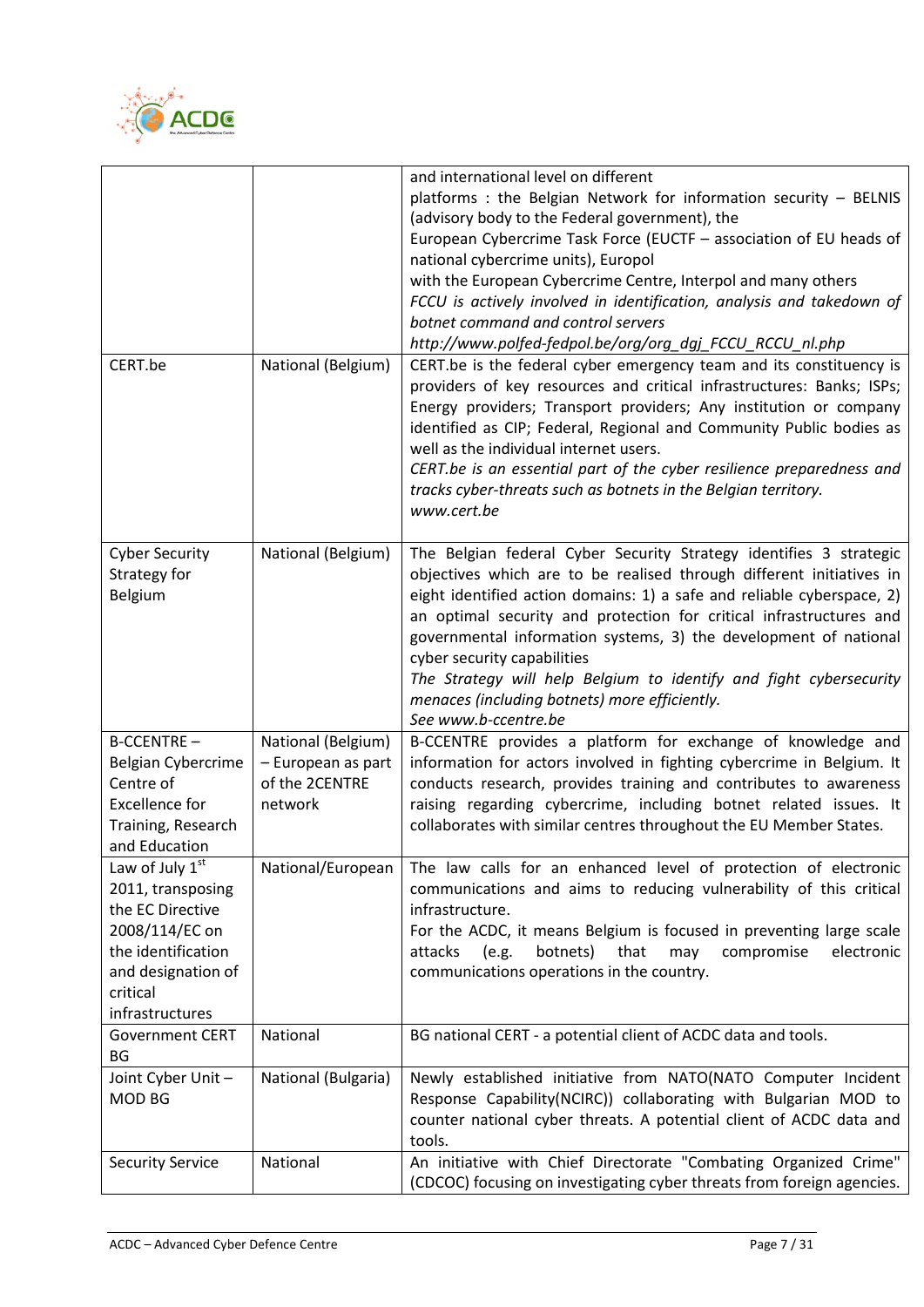| | | |
|---|---|---|
| | | and international level on different platforms : the Belgian Network for information security – BELNIS (advisory body to the Federal government), the European Cybercrime Task Force (EUCTF – association of EU heads of national cybercrime units), Europol with the European Cybercrime Centre, Interpol and many others<br>*FCCU is actively involved in identification, analysis and takedown of botnet command and control servers*<br>*http://www.polfed-fedpol.be/org/org_dgj_FCCU_RCCU_nl.php* |
| CERT.be | National (Belgium) | CERT.be is the federal cyber emergency team and its constituency is providers of key resources and critical infrastructures: Banks; ISPs; Energy providers; Transport providers; Any institution or company identified as CIP; Federal, Regional and Community Public bodies as well as the individual internet users.<br>*CERT.be is an essential part of the cyber resilience preparedness and tracks cyber-threats such as botnets in the Belgian territory.*<br>*www.cert.be* |
| Cyber Security Strategy for Belgium | National (Belgium) | The Belgian federal Cyber Security Strategy identifies 3 strategic objectives which are to be realised through different initiatives in eight identified action domains: 1) a safe and reliable cyberspace, 2) an optimal security and protection for critical infrastructures and governmental information systems, 3) the development of national cyber security capabilities<br>*The Strategy will help Belgium to identify and fight cybersecurity menaces (including botnets) more efficiently.*<br>*See www.b-ccentre.be* |
| B-CCENTRE – Belgian Cybercrime Centre of Excellence for Training, Research and Education | National (Belgium) – European as part of the 2CENTRE network | B-CCENTRE provides a platform for exchange of knowledge and information for actors involved in fighting cybercrime in Belgium. It conducts research, provides training and contributes to awareness raising regarding cybercrime, including botnet related issues. It collaborates with similar centres throughout the EU Member States. |
| Law of July 1st 2011, transposing the EC Directive 2008/114/EC on the identification and designation of critical infrastructures | National/European | The law calls for an enhanced level of protection of electronic communications and aims to reducing vulnerability of this critical infrastructure.<br>For the ACDC, it means Belgium is focused in preventing large scale attacks (e.g. botnets) that may compromise electronic communications operations in the country. |
| Government CERT BG | National | BG national CERT - a potential client of ACDC data and tools. |
| Joint Cyber Unit – MOD BG | National (Bulgaria) | Newly established initiative from NATO(NATO Computer Incident Response Capability(NCIRC)) collaborating with Bulgarian MOD to counter national cyber threats. A potential client of ACDC data and tools. |
| Security Service | National | An initiative with Chief Directorate "Combating Organized Crime" (CDCOC) focusing on investigating cyber threats from foreign agencies. |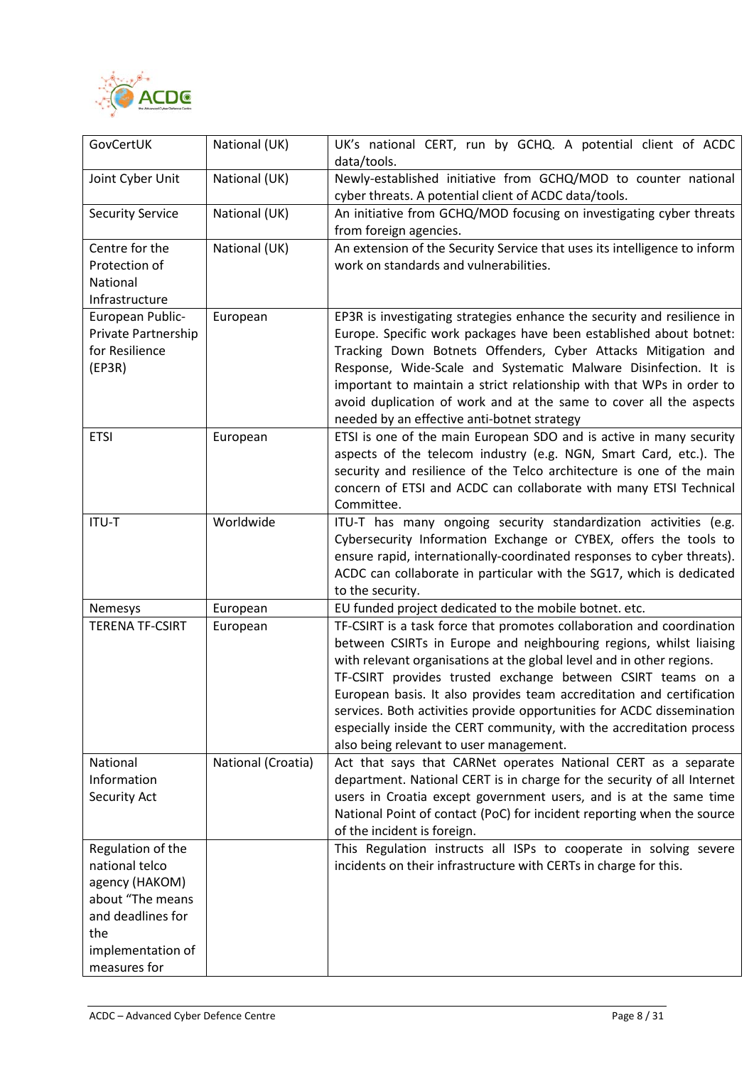| | | |
|---|---|---|
| GovCertUK | National (UK) | UK's national CERT, run by GCHQ. A potential client of ACDC data/tools. |
| Joint Cyber Unit | National (UK) | Newly-established initiative from GCHQ/MOD to counter national cyber threats. A potential client of ACDC data/tools. |
| Security Service | National (UK) | An initiative from GCHQ/MOD focusing on investigating cyber threats from foreign agencies. |
| Centre for the Protection of National Infrastructure | National (UK) | An extension of the Security Service that uses its intelligence to inform work on standards and vulnerabilities. |
| European Public-Private Partnership for Resilience (EP3R) | European | EP3R is investigating strategies enhance the security and resilience in Europe. Specific work packages have been established about botnet: Tracking Down Botnets Offenders, Cyber Attacks Mitigation and Response, Wide-Scale and Systematic Malware Disinfection. It is important to maintain a strict relationship with that WPs in order to avoid duplication of work and at the same to cover all the aspects needed by an effective anti-botnet strategy |
| ETSI | European | ETSI is one of the main European SDO and is active in many security aspects of the telecom industry (e.g. NGN, Smart Card, etc.). The security and resilience of the Telco architecture is one of the main concern of ETSI and ACDC can collaborate with many ETSI Technical Committee. |
| ITU-T | Worldwide | ITU-T has many ongoing security standardization activities (e.g. Cybersecurity Information Exchange or CYBEX, offers the tools to ensure rapid, internationally-coordinated responses to cyber threats). ACDC can collaborate in particular with the SG17, which is dedicated to the security. |
| Nemesys | European | EU funded project dedicated to the mobile botnet. etc. |
| TERENA TF-CSIRT | European | TF-CSIRT is a task force that promotes collaboration and coordination between CSIRTs in Europe and neighbouring regions, whilst liaising with relevant organisations at the global level and in other regions. TF-CSIRT provides trusted exchange between CSIRT teams on a European basis. It also provides team accreditation and certification services. Both activities provide opportunities for ACDC dissemination especially inside the CERT community, with the accreditation process also being relevant to user management. |
| National Information Security Act | National (Croatia) | Act that says that CARNet operates National CERT as a separate department. National CERT is in charge for the security of all Internet users in Croatia except government users, and is at the same time National Point of contact (PoC) for incident reporting when the source of the incident is foreign. |
| Regulation of the national telco agency (HAKOM) about "The means and deadlines for the implementation of measures for | | This Regulation instructs all ISPs to cooperate in solving severe incidents on their infrastructure with CERTs in charge for this. |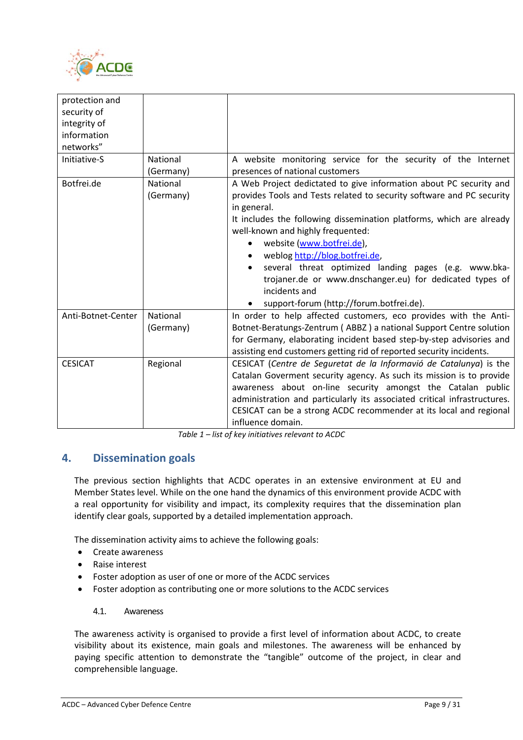| | | |
|---|---|---|
| protection and security of integrity of information networks” | | |
| Initiative-S | National (Germany) | A website monitoring service for the security of the Internet presences of national customers |
| Botfrei.de | National (Germany) | A Web Project dedictated to give information about PC security and provides Tools and Tests related to security software and PC security in general.<br>It includes the following dissemination platforms, which are already well-known and highly frequented:<br>• website (www.botfrei.de),<br>• weblog http://blog.botfrei.de,<br>• several threat optimized landing pages (e.g. www.bka-trojaner.de or www.dnschanger.eu) for dedicated types of incidents and<br>• support-forum (http://forum.botfrei.de). |
| Anti-Botnet-Center | National (Germany) | In order to help affected customers, eco provides with the Anti-Botnet-Beratungs-Zentrum ( ABBZ ) a national Support Centre solution for Germany, elaborating incident based step-by-step advisories and assisting end customers getting rid of reported security incidents. |
| CESICAT | Regional | CESICAT (*Centre de Seguretat de la Informació de Catalunya*) is the Catalan Goverment security agency. As such its mission is to provide awareness about on-line security amongst the Catalan public administration and particularly its associated critical infrastructures. CESICAT can be a strong ACDC recommender at its local and regional influence domain. |

*Table 1 – list of key initiatives relevant to ACDC*

## 4. Dissemination goals

The previous section highlights that ACDC operates in an extensive environment at EU and Member States level. While on the one hand the dynamics of this environment provide ACDC with a real opportunity for visibility and impact, its complexity requires that the dissemination plan identify clear goals, supported by a detailed implementation approach.

The dissemination activity aims to achieve the following goals:

- Create awareness
- Raise interest
- Foster adoption as user of one or more of the ACDC services
- Foster adoption as contributing one or more solutions to the ACDC services

### 4.1. Awareness

The awareness activity is organised to provide a first level of information about ACDC, to create visibility about its existence, main goals and milestones. The awareness will be enhanced by paying specific attention to demonstrate the “tangible” outcome of the project, in clear and comprehensible language.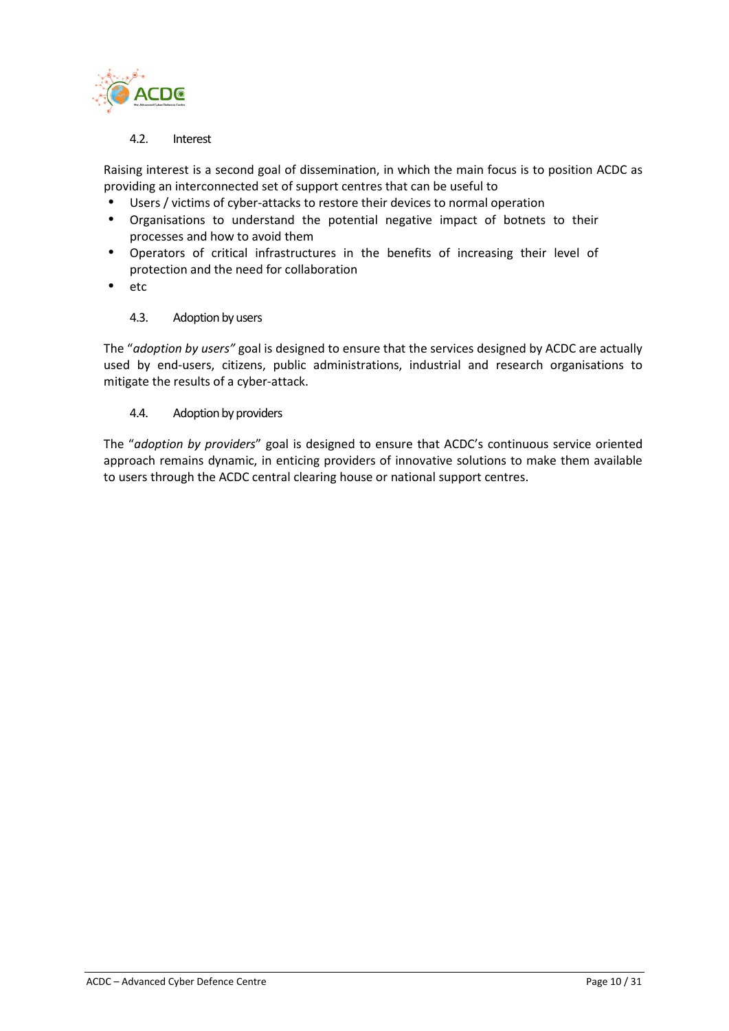### 4.2. Interest

Raising interest is a second goal of dissemination, in which the main focus is to position ACDC as providing an interconnected set of support centres that can be useful to

- Users / victims of cyber-attacks to restore their devices to normal operation
- Organisations to understand the potential negative impact of botnets to their processes and how to avoid them
- Operators of critical infrastructures in the benefits of increasing their level of protection and the need for collaboration
- etc

### 4.3. Adoption by users

The "*adoption by users"* goal is designed to ensure that the services designed by ACDC are actually used by end-users, citizens, public administrations, industrial and research organisations to mitigate the results of a cyber-attack.

### 4.4. Adoption by providers

The "*adoption by providers*" goal is designed to ensure that ACDC's continuous service oriented approach remains dynamic, in enticing providers of innovative solutions to make them available to users through the ACDC central clearing house or national support centres.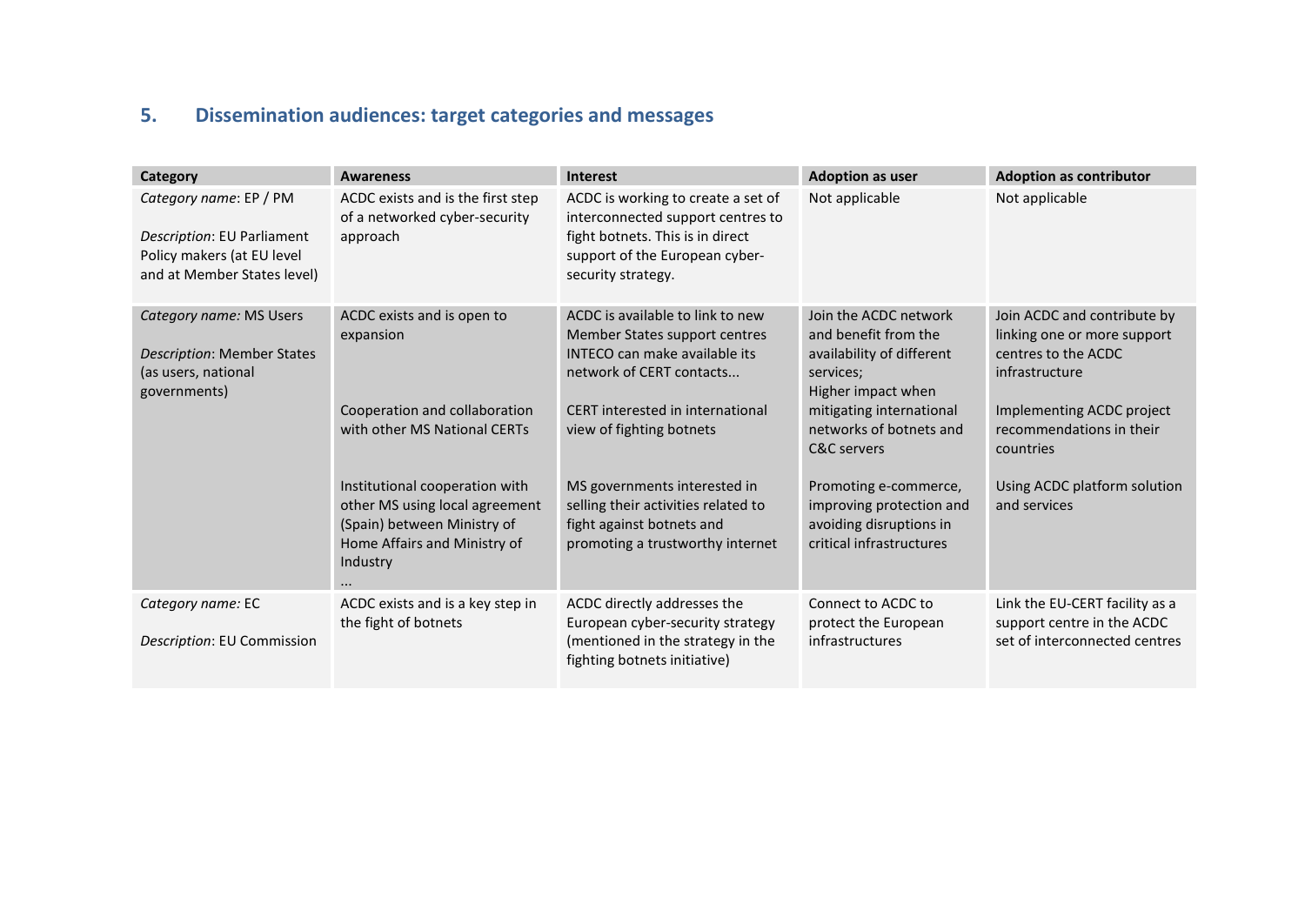## 5. Dissemination audiences: target categories and messages

| Category | Awareness | Interest | Adoption as user | Adoption as contributor |
|---|---|---|---|---|
| *Category name*: EP / PM<br><br>*Description*: EU Parliament Policy makers (at EU level and at Member States level) | ACDC exists and is the first step of a networked cyber-security approach | ACDC is working to create a set of interconnected support centres to fight botnets. This is in direct support of the European cyber-security strategy. | Not applicable | Not applicable |
| *Category name:* MS Users<br><br>*Description*: Member States (as users, national governments) | ACDC exists and is open to expansion<br><br>Cooperation and collaboration with other MS National CERTs<br><br>Institutional cooperation with other MS using local agreement (Spain) between Ministry of Home Affairs and Ministry of Industry<br>... | ACDC is available to link to new Member States support centres INTECO can make available its network of CERT contacts...<br><br>CERT interested in international view of fighting botnets<br><br>MS governments interested in selling their activities related to fight against botnets and promoting a trustworthy internet | Join the ACDC network and benefit from the availability of different services;<br>Higher impact when mitigating international networks of botnets and C&C servers<br><br>Promoting e-commerce, improving protection and avoiding disruptions in critical infrastructures | Join ACDC and contribute by linking one or more support centres to the ACDC infrastructure<br><br>Implementing ACDC project recommendations in their countries<br><br>Using ACDC platform solution and services |
| *Category name:* EC<br><br>*Description*: EU Commission | ACDC exists and is a key step in the fight of botnets | ACDC directly addresses the European cyber-security strategy (mentioned in the strategy in the fighting botnets initiative) | Connect to ACDC to protect the European infrastructures | Link the EU-CERT facility as a support centre in the ACDC set of interconnected centres |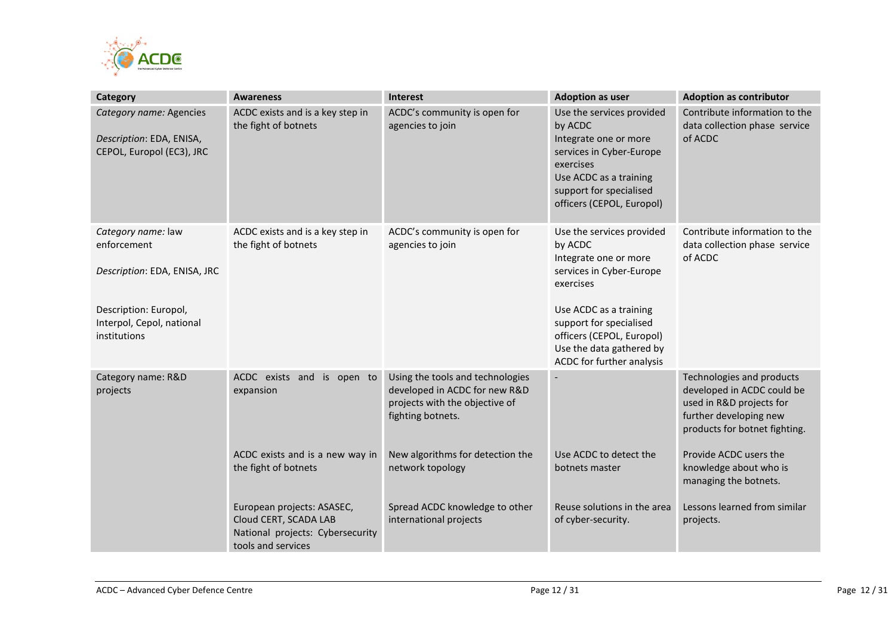| Category | Awareness | Interest | Adoption as user | Adoption as contributor |
|---|---|---|---|---|
| *Category name:* Agencies<br><br>*Description*: EDA, ENISA, CEPOL, Europol (EC3), JRC | ACDC exists and is a key step in the fight of botnets | ACDC's community is open for agencies to join | Use the services provided by ACDC<br>Integrate one or more services in Cyber-Europe exercises<br>Use ACDC as a training support for specialised officers (CEPOL, Europol) | Contribute information to the data collection phase service of ACDC |
| *Category name:* law enforcement<br><br>*Description*: EDA, ENISA, JRC<br><br>Description: Europol, Interpol, Cepol, national institutions | ACDC exists and is a key step in the fight of botnets | ACDC's community is open for agencies to join | Use the services provided by ACDC<br>Integrate one or more services in Cyber-Europe exercises<br><br>Use ACDC as a training support for specialised officers (CEPOL, Europol)<br>Use the data gathered by ACDC for further analysis | Contribute information to the data collection phase service of ACDC |
| Category name: R&D projects | ACDC exists and is open to expansion | Using the tools and technologies developed in ACDC for new R&D projects with the objective of fighting botnets. | - | Technologies and products developed in ACDC could be used in R&D projects for further developing new products for botnet fighting. |
| | ACDC exists and is a new way in the fight of botnets | New algorithms for detection the network topology | Use ACDC to detect the botnets master | Provide ACDC users the knowledge about who is managing the botnets. |
| | European projects: ASASEC, Cloud CERT, SCADA LAB<br>National projects: Cybersecurity tools and services | Spread ACDC knowledge to other international projects | Reuse solutions in the area of cyber-security. | Lessons learned from similar projects. |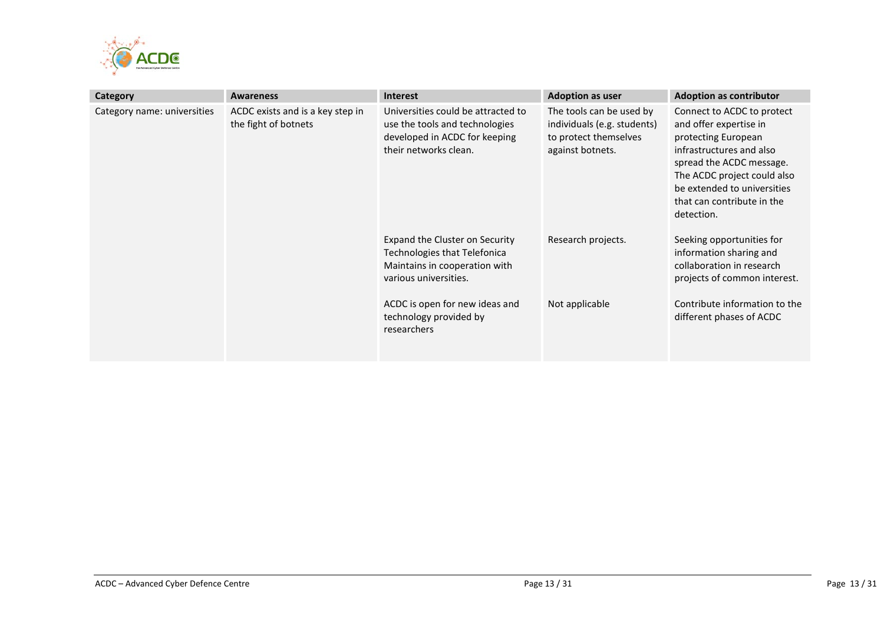| Category | Awareness | Interest | Adoption as user | Adoption as contributor |
|---|---|---|---|---|
| Category name: universities | ACDC exists and is a key step in the fight of botnets | Universities could be attracted to use the tools and technologies developed in ACDC for keeping their networks clean. | The tools can be used by individuals (e.g. students) to protect themselves against botnets. | Connect to ACDC to protect and offer expertise in protecting European infrastructures and also spread the ACDC message. The ACDC project could also be extended to universities that can contribute in the detection. |
| | | Expand the Cluster on Security Technologies that Telefonica Maintains in cooperation with various universities. | Research projects. | Seeking opportunities for information sharing and collaboration in research projects of common interest. |
| | | ACDC is open for new ideas and technology provided by researchers | Not applicable | Contribute information to the different phases of ACDC |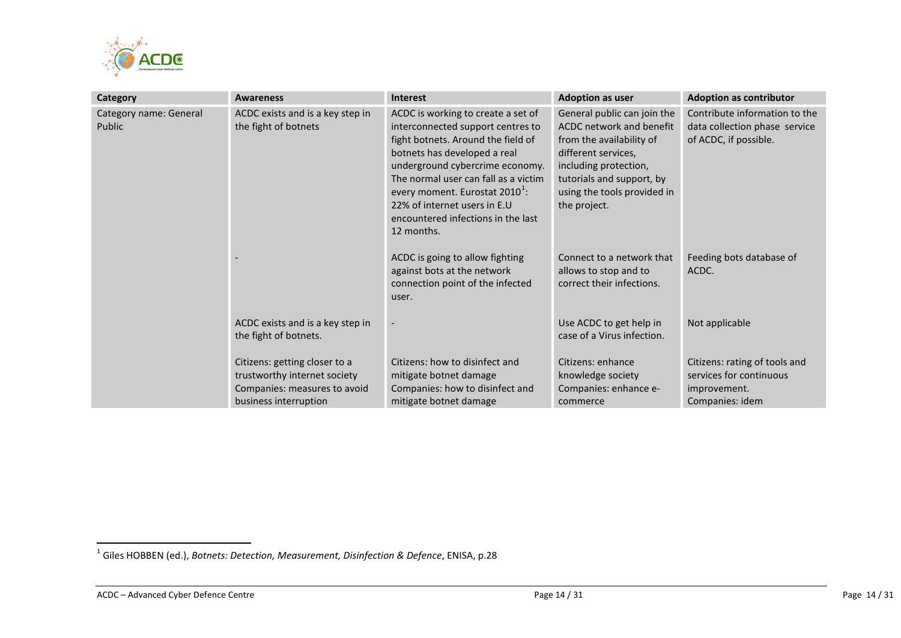| Category | Awareness | Interest | Adoption as user | Adoption as contributor |
|---|---|---|---|---|
| Category name: General Public | ACDC exists and is a key step in the fight of botnets | ACDC is working to create a set of interconnected support centres to fight botnets. Around the field of botnets has developed a real underground cybercrime economy. The normal user can fall as a victim every moment. Eurostat 2010[1]: 22% of internet users in E.U encountered infections in the last 12 months. | General public can join the ACDC network and benefit from the availability of different services, including protection, tutorials and support, by using the tools provided in the project. | Contribute information to the data collection phase service of ACDC, if possible. |
| | - | ACDC is going to allow fighting against bots at the network connection point of the infected user. | Connect to a network that allows to stop and to correct their infections. | Feeding bots database of ACDC. |
| | ACDC exists and is a key step in the fight of botnets. | - | Use ACDC to get help in case of a Virus infection. | Not applicable |
| | Citizens: getting closer to a trustworthy internet society<br>Companies: measures to avoid business interruption | Citizens: how to disinfect and mitigate botnet damage<br>Companies: how to disinfect and mitigate botnet damage | Citizens: enhance knowledge society<br>Companies: enhance e-commerce | Citizens: rating of tools and services for continuous improvement.<br>Companies: idem |

[1] Giles HOBBEN (ed.), *Botnets: Detection, Measurement, Disinfection & Defence*, ENISA, p.28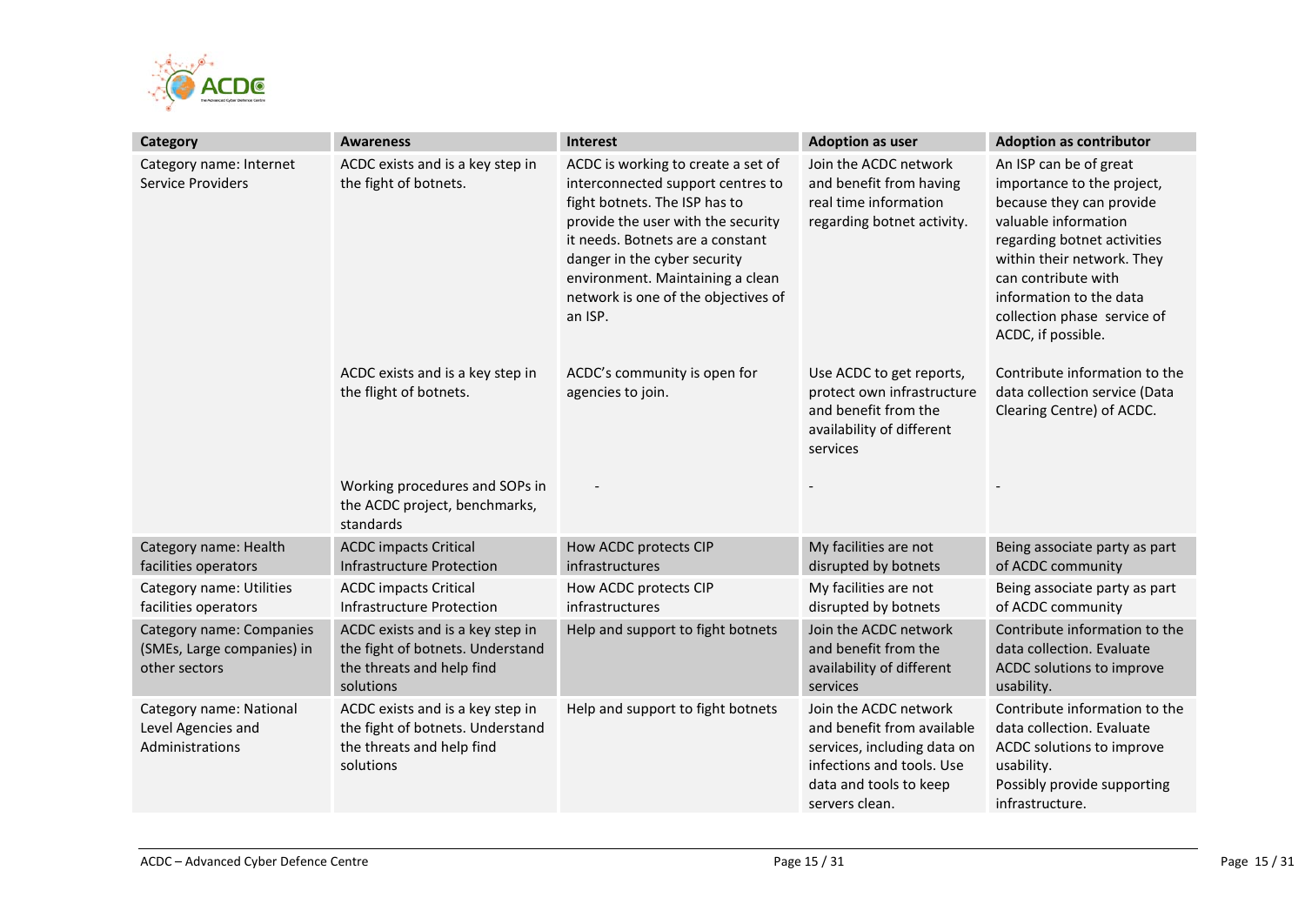| Category | Awareness | Interest | Adoption as user | Adoption as contributor |
|---|---|---|---|---|
| Category name: Internet Service Providers | ACDC exists and is a key step in the fight of botnets. | ACDC is working to create a set of interconnected support centres to fight botnets. The ISP has to provide the user with the security it needs. Botnets are a constant danger in the cyber security environment. Maintaining a clean network is one of the objectives of an ISP. | Join the ACDC network and benefit from having real time information regarding botnet activity. | An ISP can be of great importance to the project, because they can provide valuable information regarding botnet activities within their network. They can contribute with information to the data collection phase service of ACDC, if possible. |
| | ACDC exists and is a key step in the flight of botnets. | ACDC's community is open for agencies to join. | Use ACDC to get reports, protect own infrastructure and benefit from the availability of different services | Contribute information to the data collection service (Data Clearing Centre) of ACDC. |
| | Working procedures and SOPs in the ACDC project, benchmarks, standards | - | - | - |
| Category name: Health facilities operators | ACDC impacts Critical Infrastructure Protection | How ACDC protects CIP infrastructures | My facilities are not disrupted by botnets | Being associate party as part of ACDC community |
| Category name: Utilities facilities operators | ACDC impacts Critical Infrastructure Protection | How ACDC protects CIP infrastructures | My facilities are not disrupted by botnets | Being associate party as part of ACDC community |
| Category name: Companies (SMEs, Large companies) in other sectors | ACDC exists and is a key step in the fight of botnets. Understand the threats and help find solutions | Help and support to fight botnets | Join the ACDC network and benefit from the availability of different services | Contribute information to the data collection. Evaluate ACDC solutions to improve usability. |
| Category name: National Level Agencies and Administrations | ACDC exists and is a key step in the fight of botnets. Understand the threats and help find solutions | Help and support to fight botnets | Join the ACDC network and benefit from available services, including data on infections and tools. Use data and tools to keep servers clean. | Contribute information to the data collection. Evaluate ACDC solutions to improve usability. Possibly provide supporting infrastructure. |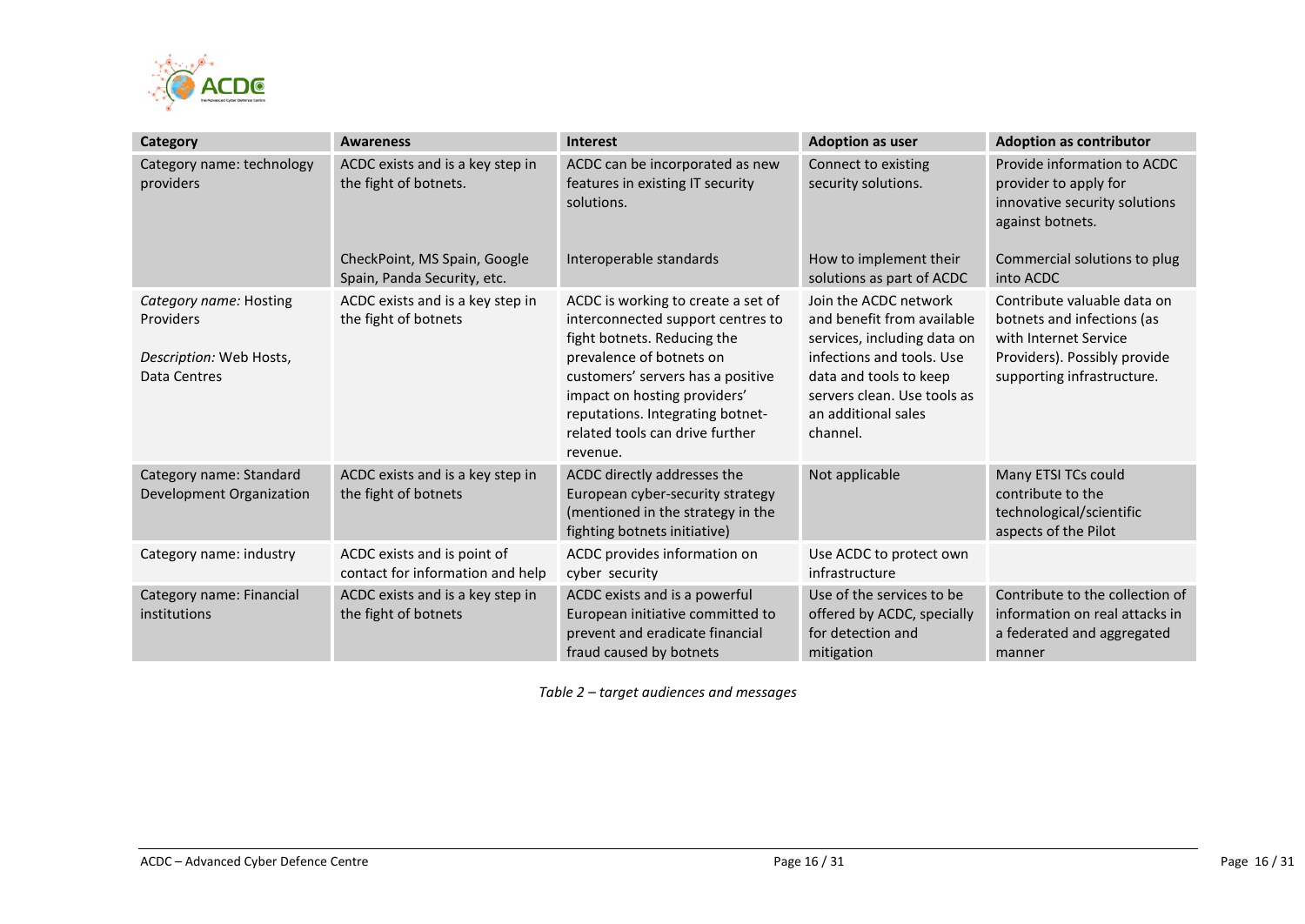| Category | Awareness | Interest | Adoption as user | Adoption as contributor |
| --- | --- | --- | --- | --- |
| Category name: technology providers | ACDC exists and is a key step in the fight of botnets. | ACDC can be incorporated as new features in existing IT security solutions. | Connect to existing security solutions. | Provide information to ACDC provider to apply for innovative security solutions against botnets. |
| | CheckPoint, MS Spain, Google Spain, Panda Security, etc. | Interoperable standards | How to implement their solutions as part of ACDC | Commercial solutions to plug into ACDC |
| *Category name:* Hosting Providers<br><br>*Description:* Web Hosts, Data Centres | ACDC exists and is a key step in the fight of botnets | ACDC is working to create a set of interconnected support centres to fight botnets. Reducing the prevalence of botnets on customers' servers has a positive impact on hosting providers' reputations. Integrating botnet-related tools can drive further revenue. | Join the ACDC network and benefit from available services, including data on infections and tools. Use data and tools to keep servers clean. Use tools as an additional sales channel. | Contribute valuable data on botnets and infections (as with Internet Service Providers). Possibly provide supporting infrastructure. |
| Category name: Standard Development Organization | ACDC exists and is a key step in the fight of botnets | ACDC directly addresses the European cyber-security strategy (mentioned in the strategy in the fighting botnets initiative) | Not applicable | Many ETSI TCs could contribute to the technological/scientific aspects of the Pilot |
| Category name: industry | ACDC exists and is point of contact for information and help | ACDC provides information on cyber security | Use ACDC to protect own infrastructure | |
| Category name: Financial institutions | ACDC exists and is a key step in the fight of botnets | ACDC exists and is a powerful European initiative committed to prevent and eradicate financial fraud caused by botnets | Use of the services to be offered by ACDC, specially for detection and mitigation | Contribute to the collection of information on real attacks in a federated and aggregated manner |

*Table 2 – target audiences and messages*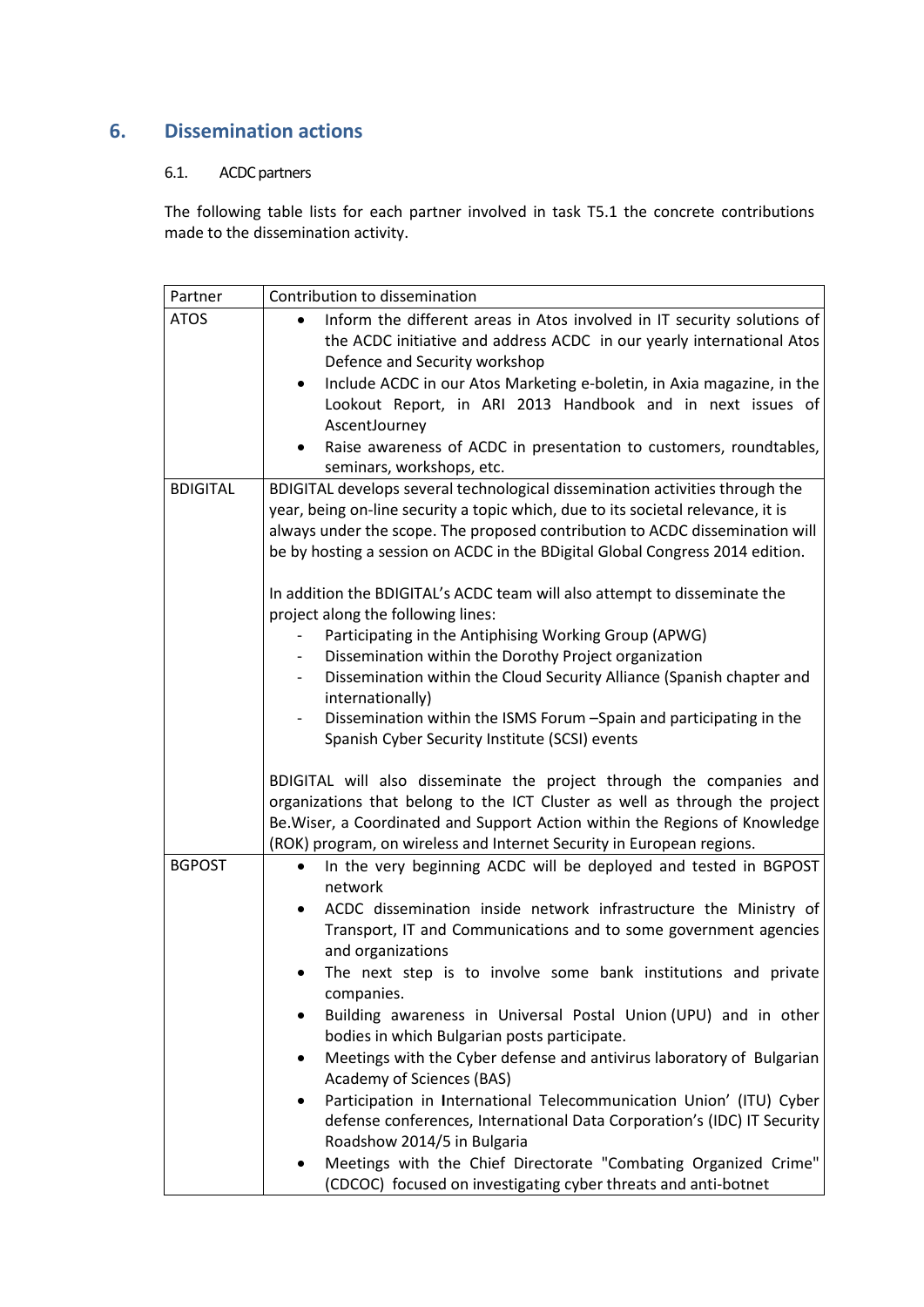# 6. Dissemination actions

## 6.1. ACDC partners

The following table lists for each partner involved in task T5.1 the concrete contributions made to the dissemination activity.

| Partner | Contribution to dissemination |
|---|---|
| ATOS | • Inform the different areas in Atos involved in IT security solutions of the ACDC initiative and address ACDC in our yearly international Atos Defence and Security workshop<br>• Include ACDC in our Atos Marketing e-boletin, in Axia magazine, in the Lookout Report, in ARI 2013 Handbook and in next issues of AscentJourney<br>• Raise awareness of ACDC in presentation to customers, roundtables, seminars, workshops, etc. |
| BDIGITAL | BDIGITAL develops several technological dissemination activities through the year, being on-line security a topic which, due to its societal relevance, it is always under the scope. The proposed contribution to ACDC dissemination will be by hosting a session on ACDC in the BDigital Global Congress 2014 edition.<br><br>In addition the BDIGITAL's ACDC team will also attempt to disseminate the project along the following lines:<br>- Participating in the Antiphising Working Group (APWG)<br>- Dissemination within the Dorothy Project organization<br>- Dissemination within the Cloud Security Alliance (Spanish chapter and internationally)<br>- Dissemination within the ISMS Forum –Spain and participating in the Spanish Cyber Security Institute (SCSI) events<br><br>BDIGITAL will also disseminate the project through the companies and organizations that belong to the ICT Cluster as well as through the project Be.Wiser, a Coordinated and Support Action within the Regions of Knowledge (ROK) program, on wireless and Internet Security in European regions. |
| BGPOST | • In the very beginning ACDC will be deployed and tested in BGPOST network<br>• ACDC dissemination inside network infrastructure the Ministry of Transport, IT and Communications and to some government agencies and organizations<br>• The next step is to involve some bank institutions and private companies.<br>• Building awareness in Universal Postal Union (UPU) and in other bodies in which Bulgarian posts participate.<br>• Meetings with the Cyber defense and antivirus laboratory of Bulgarian Academy of Sciences (BAS)<br>• Participation in International Telecommunication Union' (ITU) Cyber defense conferences, International Data Corporation's (IDC) IT Security Roadshow 2014/5 in Bulgaria<br>• Meetings with the Chief Directorate "Combating Organized Crime" (CDCOC) focused on investigating cyber threats and anti-botnet |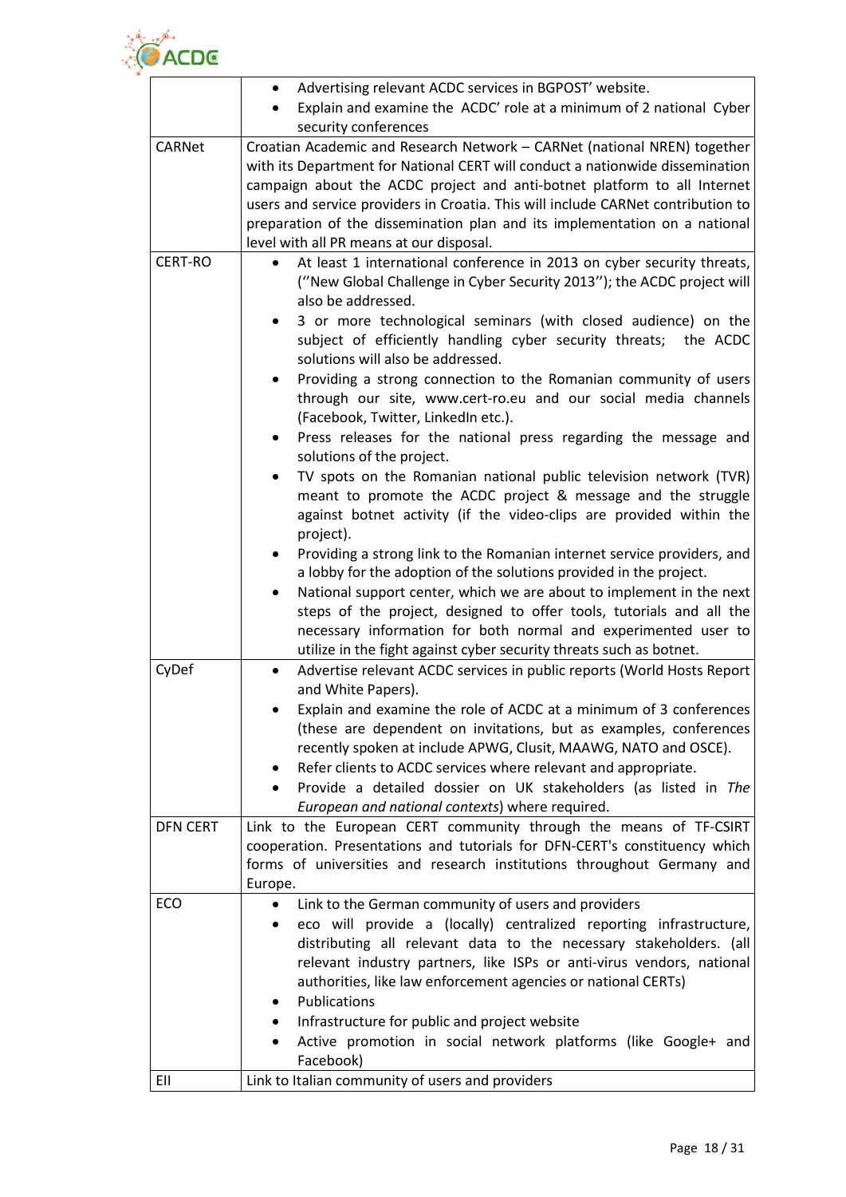|  |  |
|---|---|
|  | • Advertising relevant ACDC services in BGPOST' website.<br>• Explain and examine the ACDC' role at a minimum of 2 national Cyber security conferences |
| CARNet | Croatian Academic and Research Network – CARNet (national NREN) together with its Department for National CERT will conduct a nationwide dissemination campaign about the ACDC project and anti-botnet platform to all Internet users and service providers in Croatia. This will include CARNet contribution to preparation of the dissemination plan and its implementation on a national level with all PR means at our disposal. |
| CERT-RO | • At least 1 international conference in 2013 on cyber security threats, (''New Global Challenge in Cyber Security 2013''); the ACDC project will also be addressed.<br>• 3 or more technological seminars (with closed audience) on the subject of efficiently handling cyber security threats; the ACDC solutions will also be addressed.<br>• Providing a strong connection to the Romanian community of users through our site, www.cert-ro.eu and our social media channels (Facebook, Twitter, LinkedIn etc.).<br>• Press releases for the national press regarding the message and solutions of the project.<br>• TV spots on the Romanian national public television network (TVR) meant to promote the ACDC project & message and the struggle against botnet activity (if the video-clips are provided within the project).<br>• Providing a strong link to the Romanian internet service providers, and a lobby for the adoption of the solutions provided in the project.<br>• National support center, which we are about to implement in the next steps of the project, designed to offer tools, tutorials and all the necessary information for both normal and experimented user to utilize in the fight against cyber security threats such as botnet. |
| CyDef | • Advertise relevant ACDC services in public reports (World Hosts Report and White Papers).<br>• Explain and examine the role of ACDC at a minimum of 3 conferences (these are dependent on invitations, but as examples, conferences recently spoken at include APWG, Clusit, MAAWG, NATO and OSCE).<br>• Refer clients to ACDC services where relevant and appropriate.<br>• Provide a detailed dossier on UK stakeholders (as listed in *The European and national contexts*) where required. |
| DFN CERT | Link to the European CERT community through the means of TF-CSIRT cooperation. Presentations and tutorials for DFN-CERT's constituency which forms of universities and research institutions throughout Germany and Europe. |
| ECO | • Link to the German community of users and providers<br>• eco will provide a (locally) centralized reporting infrastructure, distributing all relevant data to the necessary stakeholders. (all relevant industry partners, like ISPs or anti-virus vendors, national authorities, like law enforcement agencies or national CERTs)<br>• Publications<br>• Infrastructure for public and project website<br>• Active promotion in social network platforms (like Google+ and Facebook) |
| EII | Link to Italian community of users and providers |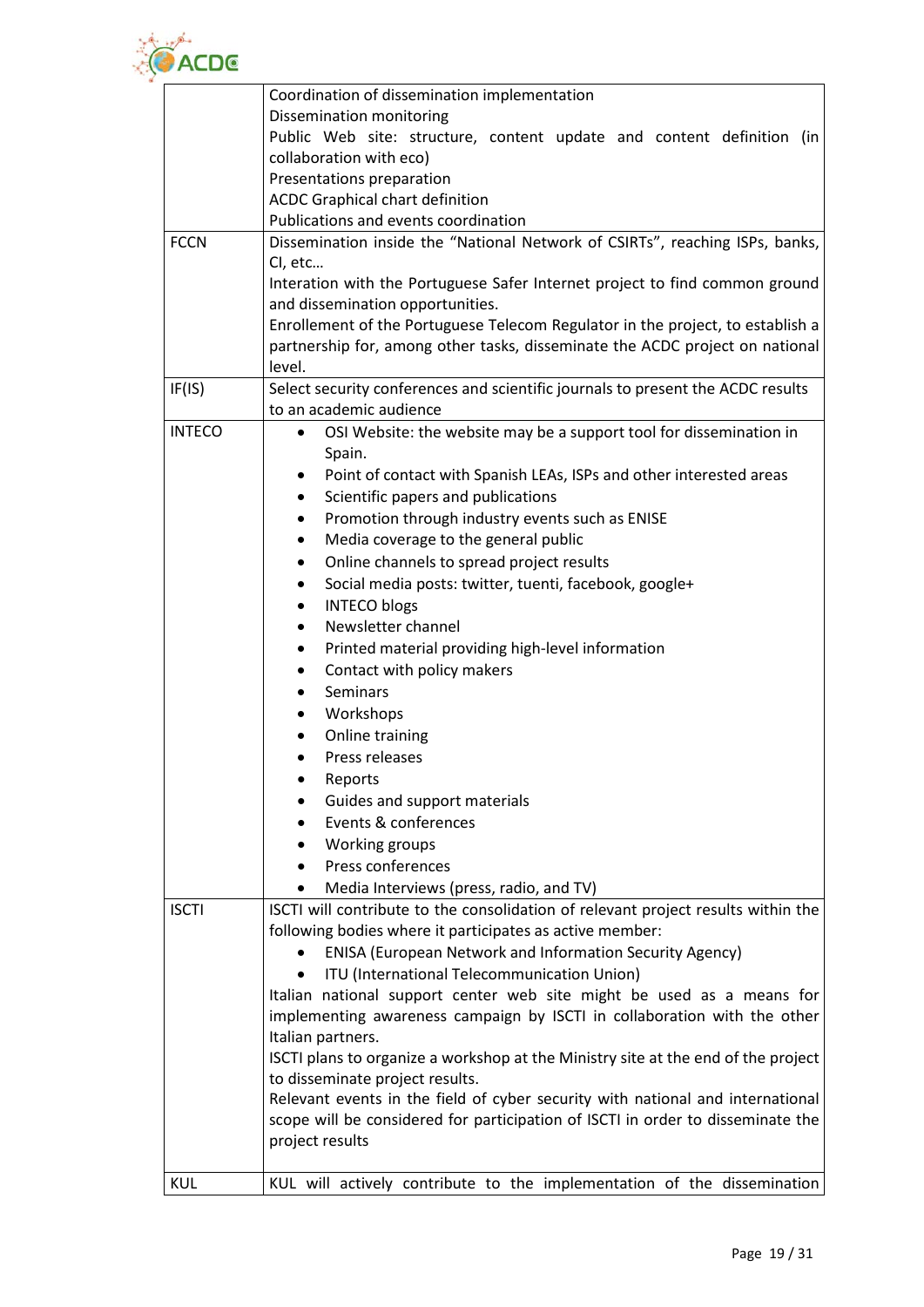| | |
|---|---|
| | Coordination of dissemination implementation<br>Dissemination monitoring<br>Public Web site: structure, content update and content definition (in collaboration with eco)<br>Presentations preparation<br>ACDC Graphical chart definition<br>Publications and events coordination |
| FCCN | Dissemination inside the "National Network of CSIRTs", reaching ISPs, banks, CI, etc…<br>Interation with the Portuguese Safer Internet project to find common ground and dissemination opportunities.<br>Enrollement of the Portuguese Telecom Regulator in the project, to establish a partnership for, among other tasks, disseminate the ACDC project on national level. |
| IF(IS) | Select security conferences and scientific journals to present the ACDC results to an academic audience |
| INTECO | • OSI Website: the website may be a support tool for dissemination in Spain.<br>• Point of contact with Spanish LEAs, ISPs and other interested areas<br>• Scientific papers and publications<br>• Promotion through industry events such as ENISE<br>• Media coverage to the general public<br>• Online channels to spread project results<br>• Social media posts: twitter, tuenti, facebook, google+<br>• INTECO blogs<br>• Newsletter channel<br>• Printed material providing high-level information<br>• Contact with policy makers<br>• Seminars<br>• Workshops<br>• Online training<br>• Press releases<br>• Reports<br>• Guides and support materials<br>• Events & conferences<br>• Working groups<br>• Press conferences<br>• Media Interviews (press, radio, and TV) |
| ISCTI | ISCTI will contribute to the consolidation of relevant project results within the following bodies where it participates as active member:<br>• ENISA (European Network and Information Security Agency)<br>• ITU (International Telecommunication Union)<br>Italian national support center web site might be used as a means for implementing awareness campaign by ISCTI in collaboration with the other Italian partners.<br>ISCTI plans to organize a workshop at the Ministry site at the end of the project to disseminate project results.<br>Relevant events in the field of cyber security with national and international scope will be considered for participation of ISCTI in order to disseminate the project results |
| KUL | KUL will actively contribute to the implementation of the dissemination |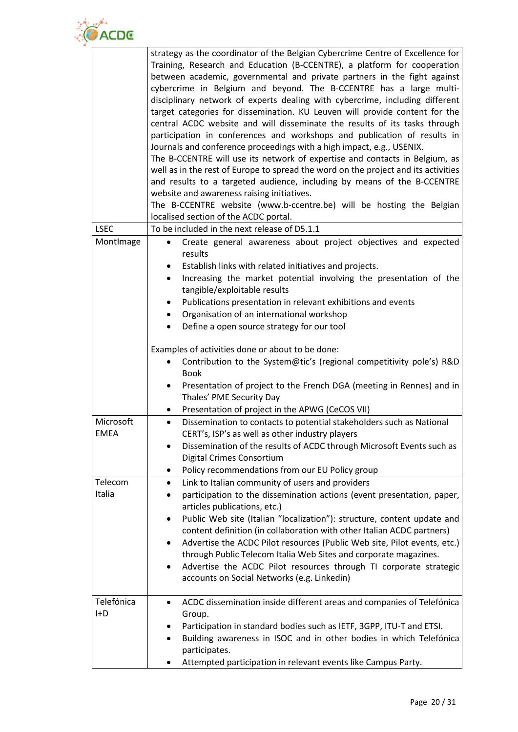| | |
|---|---|
| | strategy as the coordinator of the Belgian Cybercrime Centre of Excellence for Training, Research and Education (B-CCENTRE), a platform for cooperation between academic, governmental and private partners in the fight against cybercrime in Belgium and beyond. The B-CCENTRE has a large multi-disciplinary network of experts dealing with cybercrime, including different target categories for dissemination. KU Leuven will provide content for the central ACDC website and will disseminate the results of its tasks through participation in conferences and workshops and publication of results in Journals and conference proceedings with a high impact, e.g., USENIX.<br>The B-CCENTRE will use its network of expertise and contacts in Belgium, as well as in the rest of Europe to spread the word on the project and its activities and results to a targeted audience, including by means of the B-CCENTRE website and awareness raising initiatives.<br>The B-CCENTRE website (www.b-ccentre.be) will be hosting the Belgian localised section of the ACDC portal. |
| LSEC | To be included in the next release of D5.1.1 |
| MontImage | • Create general awareness about project objectives and expected results<br>• Establish links with related initiatives and projects.<br>• Increasing the market potential involving the presentation of the tangible/exploitable results<br>• Publications presentation in relevant exhibitions and events<br>• Organisation of an international workshop<br>• Define a open source strategy for our tool<br><br>Examples of activities done or about to be done:<br>• Contribution to the System@tic's (regional competitivity pole's) R&D Book<br>• Presentation of project to the French DGA (meeting in Rennes) and in Thales' PME Security Day<br>• Presentation of project in the APWG (CeCOS VII) |
| Microsoft EMEA | • Dissemination to contacts to potential stakeholders such as National CERT's, ISP's as well as other industry players<br>• Dissemination of the results of ACDC through Microsoft Events such as Digital Crimes Consortium<br>• Policy recommendations from our EU Policy group |
| Telecom Italia | • Link to Italian community of users and providers<br>• participation to the dissemination actions (event presentation, paper, articles publications, etc.)<br>• Public Web site (Italian "localization"): structure, content update and content definition (in collaboration with other Italian ACDC partners)<br>• Advertise the ACDC Pilot resources (Public Web site, Pilot events, etc.) through Public Telecom Italia Web Sites and corporate magazines.<br>• Advertise the ACDC Pilot resources through TI corporate strategic accounts on Social Networks (e.g. Linkedin) |
| Telefónica I+D | • ACDC dissemination inside different areas and companies of Telefónica Group.<br>• Participation in standard bodies such as IETF, 3GPP, ITU-T and ETSI.<br>• Building awareness in ISOC and in other bodies in which Telefónica participates.<br>• Attempted participation in relevant events like Campus Party. |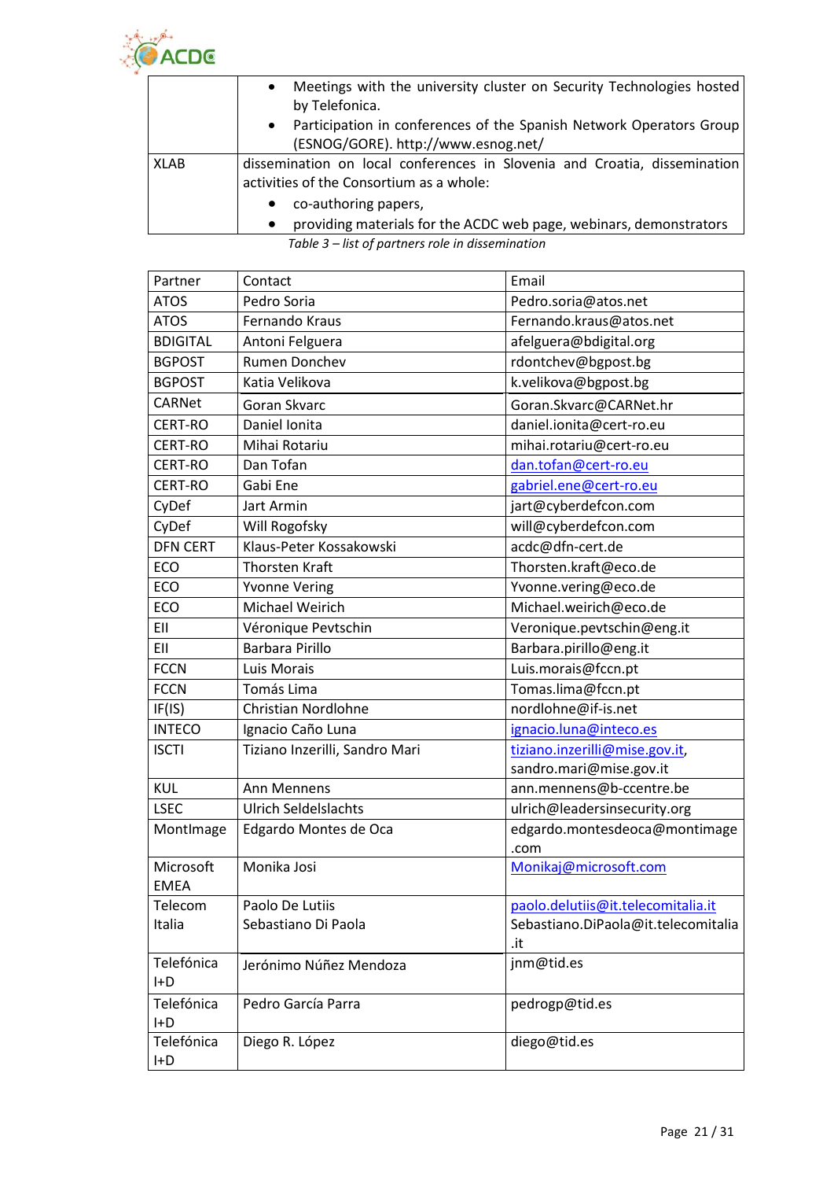| | |
|---|---|
| | • Meetings with the university cluster on Security Technologies hosted by Telefonica.<br>• Participation in conferences of the Spanish Network Operators Group (ESNOG/GORE). http://www.esnog.net/ |
| XLAB | dissemination on local conferences in Slovenia and Croatia, dissemination activities of the Consortium as a whole:<br>• co-authoring papers,<br>• providing materials for the ACDC web page, webinars, demonstrators |

*Table 3 – list of partners role in dissemination*

| Partner | Contact | Email |
|---|---|---|
| ATOS | Pedro Soria | Pedro.soria@atos.net |
| ATOS | Fernando Kraus | Fernando.kraus@atos.net |
| BDIGITAL | Antoni Felguera | afelguera@bdigital.org |
| BGPOST | Rumen Donchev | rdontchev@bgpost.bg |
| BGPOST | Katia Velikova | k.velikova@bgpost.bg |
| CARNet | Goran Skvarc | Goran.Skvarc@CARNet.hr |
| CERT-RO | Daniel Ionita | daniel.ionita@cert-ro.eu |
| CERT-RO | Mihai Rotariu | mihai.rotariu@cert-ro.eu |
| CERT-RO | Dan Tofan | dan.tofan@cert-ro.eu |
| CERT-RO | Gabi Ene | gabriel.ene@cert-ro.eu |
| CyDef | Jart Armin | jart@cyberdefcon.com |
| CyDef | Will Rogofsky | will@cyberdefcon.com |
| DFN CERT | Klaus-Peter Kossakowski | acdc@dfn-cert.de |
| ECO | Thorsten Kraft | Thorsten.kraft@eco.de |
| ECO | Yvonne Vering | Yvonne.vering@eco.de |
| ECO | Michael Weirich | Michael.weirich@eco.de |
| EII | Véronique Pevtschin | Veronique.pevtschin@eng.it |
| EII | Barbara Pirillo | Barbara.pirillo@eng.it |
| FCCN | Luis Morais | Luis.morais@fccn.pt |
| FCCN | Tomás Lima | Tomas.lima@fccn.pt |
| IF(IS) | Christian Nordlohne | nordlohne@if-is.net |
| INTECO | Ignacio Caño Luna | ignacio.luna@inteco.es |
| ISCTI | Tiziano Inzerilli, Sandro Mari | tiziano.inzerilli@mise.gov.it, sandro.mari@mise.gov.it |
| KUL | Ann Mennens | ann.mennens@b-ccentre.be |
| LSEC | Ulrich Seldelslachts | ulrich@leadersinsecurity.org |
| MontImage | Edgardo Montes de Oca | edgardo.montesdeoca@montimage.com |
| Microsoft EMEA | Monika Josi | Monikaj@microsoft.com |
| Telecom Italia | Paolo De Lutiis<br>Sebastiano Di Paola | paolo.delutiis@it.telecomitalia.it<br>Sebastiano.DiPaola@it.telecomitalia.it |
| Telefónica I+D | Jerónimo Núñez Mendoza | jnm@tid.es |
| Telefónica I+D | Pedro García Parra | pedrogp@tid.es |
| Telefónica I+D | Diego R. López | diego@tid.es |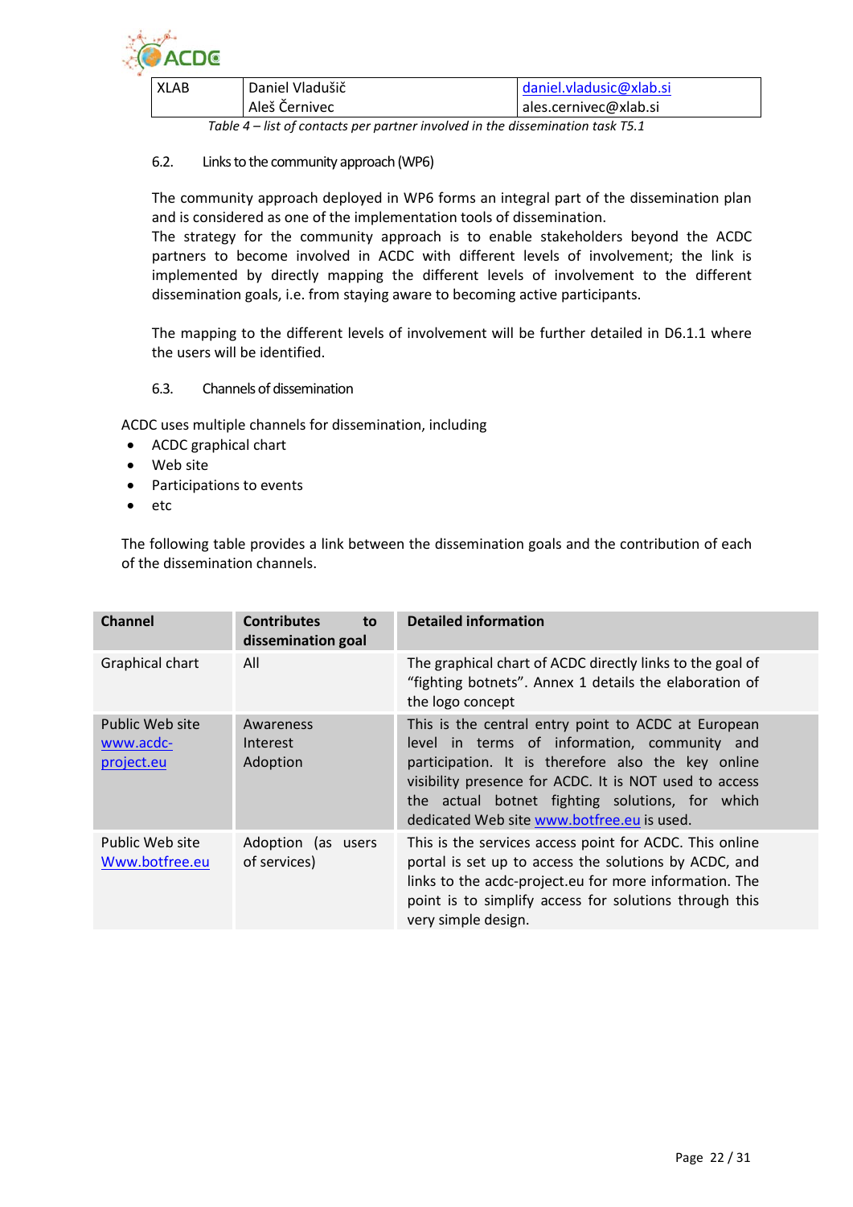| XLAB | Daniel Vladušič<br>Aleš Černivec | daniel.vladusic@xlab.si<br>ales.cernivec@xlab.si |
|---|---|---|

*Table 4 – list of contacts per partner involved in the dissemination task T5.1*

### 6.2. Links to the community approach (WP6)

The community approach deployed in WP6 forms an integral part of the dissemination plan and is considered as one of the implementation tools of dissemination.
The strategy for the community approach is to enable stakeholders beyond the ACDC partners to become involved in ACDC with different levels of involvement; the link is implemented by directly mapping the different levels of involvement to the different dissemination goals, i.e. from staying aware to becoming active participants.

The mapping to the different levels of involvement will be further detailed in D6.1.1 where the users will be identified.

### 6.3. Channels of dissemination

ACDC uses multiple channels for dissemination, including

- ACDC graphical chart
- Web site
- Participations to events
- etc

The following table provides a link between the dissemination goals and the contribution of each of the dissemination channels.

| **Channel** | **Contributes to dissemination goal** | **Detailed information** |
|---|---|---|
| Graphical chart | All | The graphical chart of ACDC directly links to the goal of “fighting botnets”. Annex 1 details the elaboration of the logo concept |
| Public Web site www.acdc-project.eu | Awareness<br>Interest<br>Adoption | This is the central entry point to ACDC at European level in terms of information, community and participation. It is therefore also the key online visibility presence for ACDC. It is NOT used to access the actual botnet fighting solutions, for which dedicated Web site www.botfree.eu is used. |
| Public Web site Www.botfree.eu | Adoption (as users of services) | This is the services access point for ACDC. This online portal is set up to access the solutions by ACDC, and links to the acdc-project.eu for more information. The point is to simplify access for solutions through this very simple design. |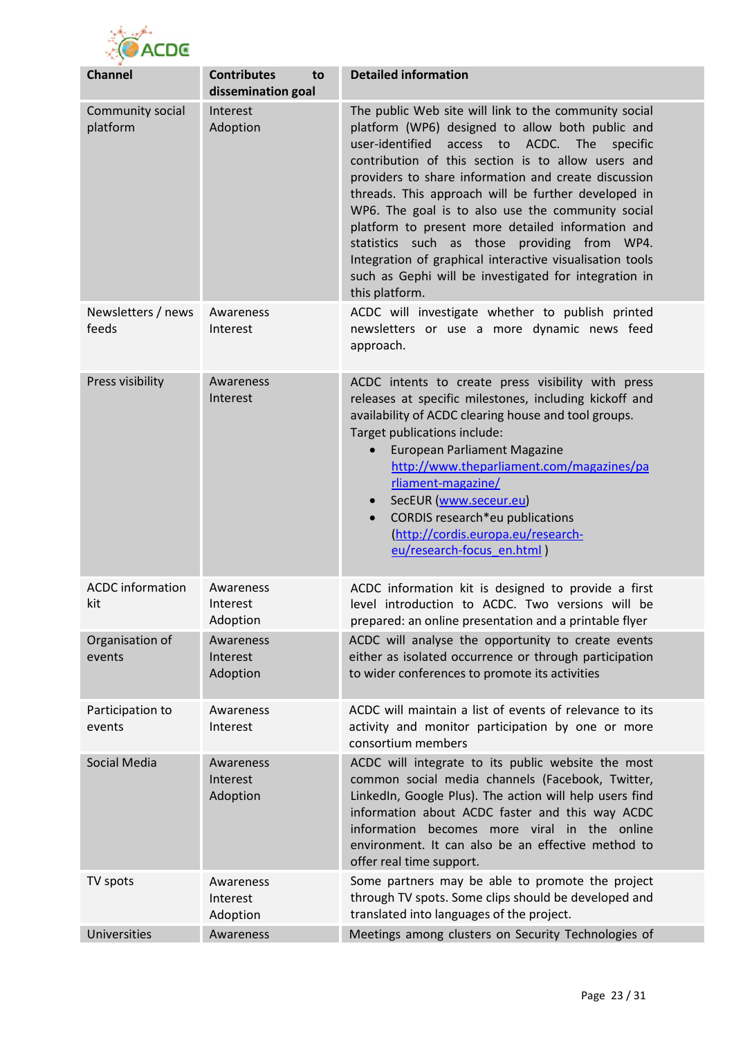| Channel | Contributes to dissemination goal | Detailed information |
|---|---|---|
| Community social platform | Interest<br>Adoption | The public Web site will link to the community social platform (WP6) designed to allow both public and user-identified access to ACDC. The specific contribution of this section is to allow users and providers to share information and create discussion threads. This approach will be further developed in WP6. The goal is to also use the community social platform to present more detailed information and statistics such as those providing from WP4. Integration of graphical interactive visualisation tools such as Gephi will be investigated for integration in this platform. |
| Newsletters / news feeds | Awareness<br>Interest | ACDC will investigate whether to publish printed newsletters or use a more dynamic news feed approach. |
| Press visibility | Awareness<br>Interest | ACDC intents to create press visibility with press releases at specific milestones, including kickoff and availability of ACDC clearing house and tool groups.<br>Target publications include:<br>• European Parliament Magazine http://www.theparliament.com/magazines/parliament-magazine/<br>• SecEUR (www.seceur.eu)<br>• CORDIS research*eu publications (http://cordis.europa.eu/research-eu/research-focus_en.html ) |
| ACDC information kit | Awareness<br>Interest<br>Adoption | ACDC information kit is designed to provide a first level introduction to ACDC. Two versions will be prepared: an online presentation and a printable flyer |
| Organisation of events | Awareness<br>Interest<br>Adoption | ACDC will analyse the opportunity to create events either as isolated occurrence or through participation to wider conferences to promote its activities |
| Participation to events | Awareness<br>Interest | ACDC will maintain a list of events of relevance to its activity and monitor participation by one or more consortium members |
| Social Media | Awareness<br>Interest<br>Adoption | ACDC will integrate to its public website the most common social media channels (Facebook, Twitter, LinkedIn, Google Plus). The action will help users find information about ACDC faster and this way ACDC information becomes more viral in the online environment. It can also be an effective method to offer real time support. |
| TV spots | Awareness<br>Interest<br>Adoption | Some partners may be able to promote the project through TV spots. Some clips should be developed and translated into languages of the project. |
| Universities | Awareness | Meetings among clusters on Security Technologies of |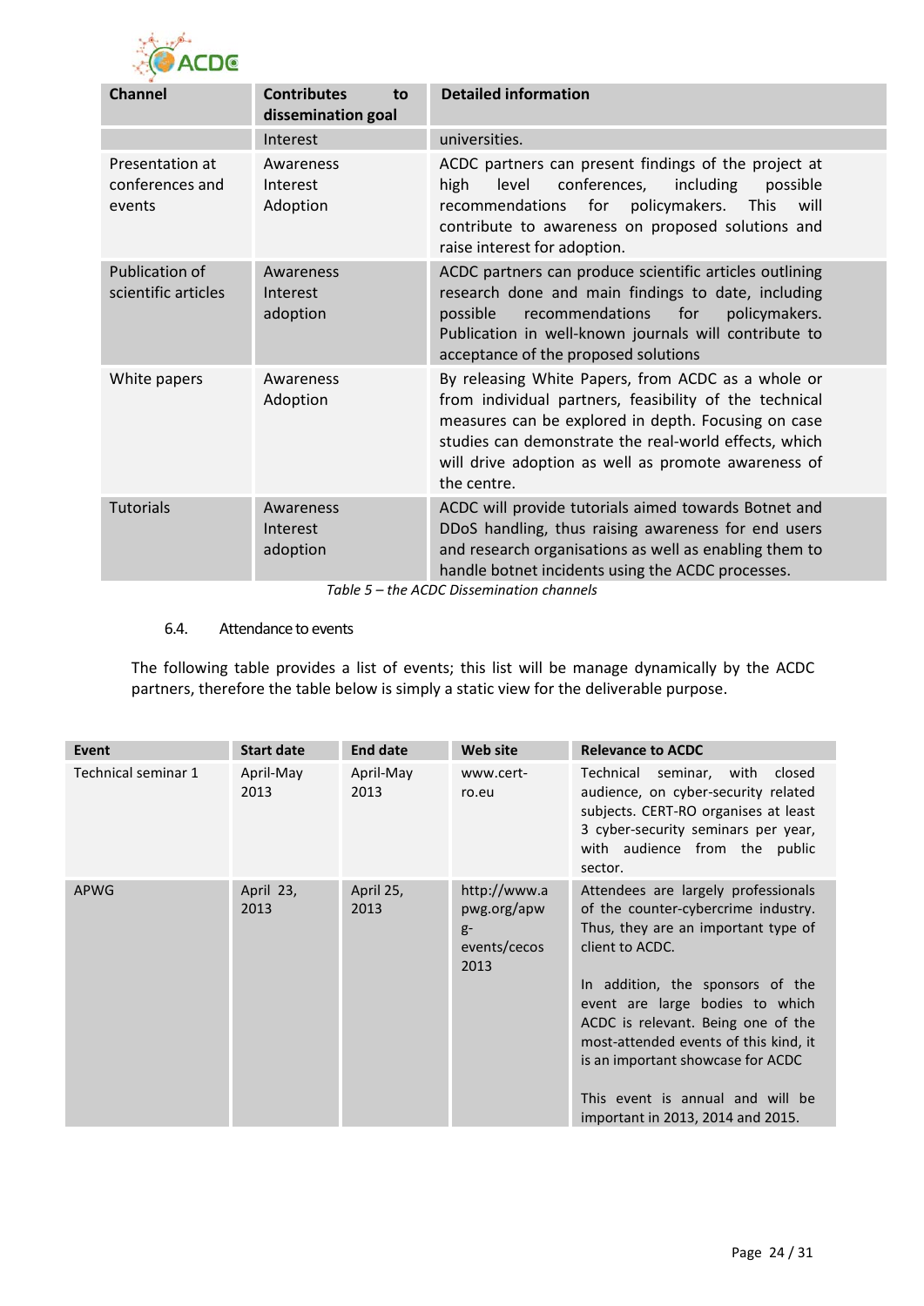| Channel | Contributes to dissemination goal | Detailed information |
|---|---|---|
| | Interest | universities. |
| Presentation at conferences and events | Awareness<br>Interest<br>Adoption | ACDC partners can present findings of the project at high level conferences, including possible recommendations for policymakers. This will contribute to awareness on proposed solutions and raise interest for adoption. |
| Publication of scientific articles | Awareness<br>Interest<br>adoption | ACDC partners can produce scientific articles outlining research done and main findings to date, including possible recommendations for policymakers. Publication in well-known journals will contribute to acceptance of the proposed solutions |
| White papers | Awareness<br>Adoption | By releasing White Papers, from ACDC as a whole or from individual partners, feasibility of the technical measures can be explored in depth. Focusing on case studies can demonstrate the real-world effects, which will drive adoption as well as promote awareness of the centre. |
| Tutorials | Awareness<br>Interest<br>adoption | ACDC will provide tutorials aimed towards Botnet and DDoS handling, thus raising awareness for end users and research organisations as well as enabling them to handle botnet incidents using the ACDC processes. |

*Table 5 – the ACDC Dissemination channels*

### 6.4. Attendance to events

The following table provides a list of events; this list will be manage dynamically by the ACDC partners, therefore the table below is simply a static view for the deliverable purpose.

| Event | Start date | End date | Web site | Relevance to ACDC |
|---|---|---|---|---|
| Technical seminar 1 | April-May 2013 | April-May 2013 | www.cert-ro.eu | Technical seminar, with closed audience, on cyber-security related subjects. CERT-RO organises at least 3 cyber-security seminars per year, with audience from the public sector. |
| APWG | April 23, 2013 | April 25, 2013 | http://www.apwg.org/apwg-events/cecos2013 | Attendees are largely professionals of the counter-cybercrime industry. Thus, they are an important type of client to ACDC.<br><br>In addition, the sponsors of the event are large bodies to which ACDC is relevant. Being one of the most-attended events of this kind, it is an important showcase for ACDC<br><br>This event is annual and will be important in 2013, 2014 and 2015. |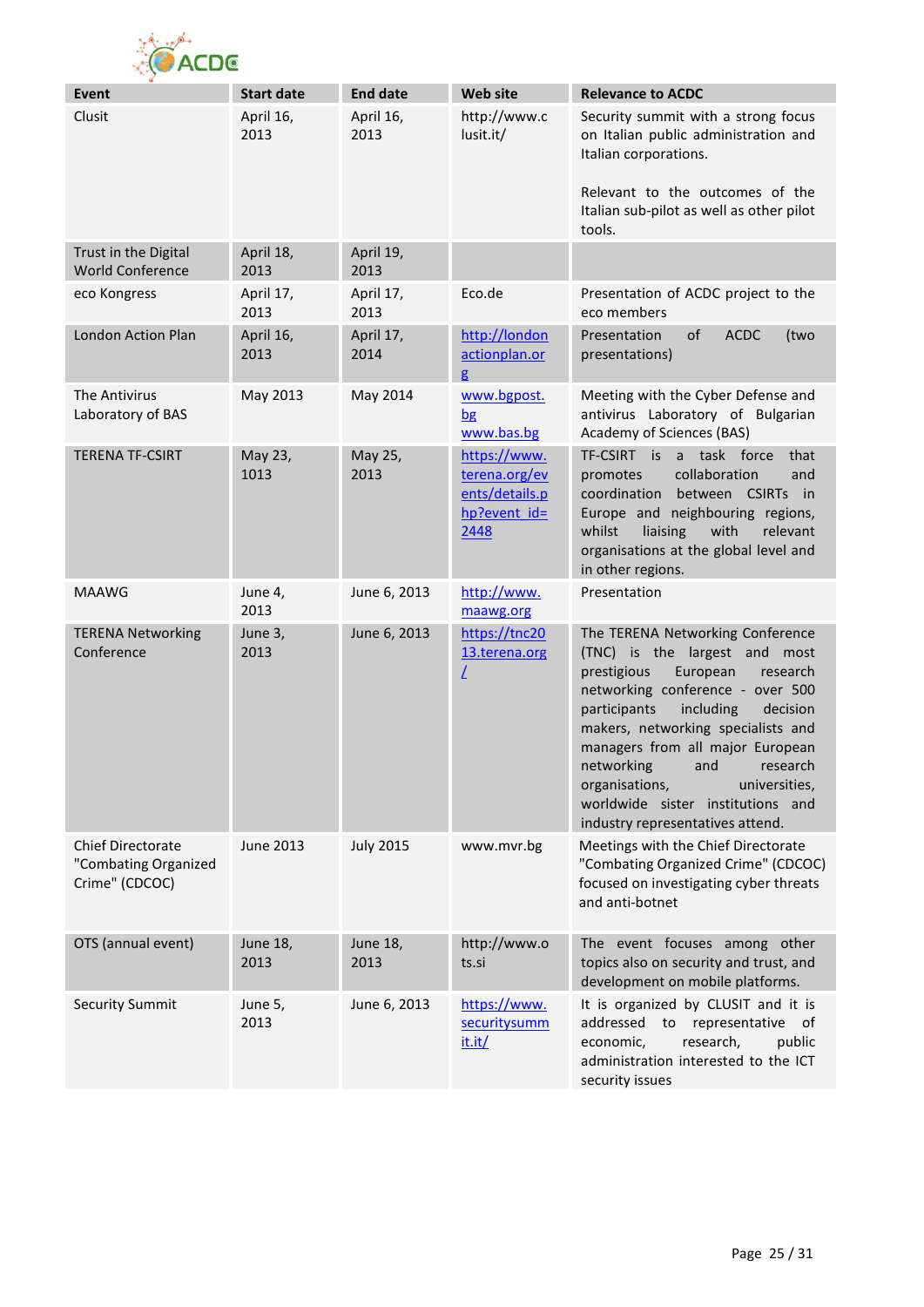| Event | Start date | End date | Web site | Relevance to ACDC |
|---|---|---|---|---|
| Clusit | April 16, 2013 | April 16, 2013 | http://www.clusit.it/ | Security summit with a strong focus on Italian public administration and Italian corporations.<br><br>Relevant to the outcomes of the Italian sub-pilot as well as other pilot tools. |
| Trust in the Digital World Conference | April 18, 2013 | April 19, 2013 | | |
| eco Kongress | April 17, 2013 | April 17, 2013 | Eco.de | Presentation of ACDC project to the eco members |
| London Action Plan | April 16, 2013 | April 17, 2014 | http://londonactionplan.org | Presentation of ACDC (two presentations) |
| The Antivirus Laboratory of BAS | May 2013 | May 2014 | www.bgpost.bg www.bas.bg | Meeting with the Cyber Defense and antivirus Laboratory of Bulgarian Academy of Sciences (BAS) |
| TERENA TF-CSIRT | May 23, 1013 | May 25, 2013 | https://www.terena.org/events/details.php?event_id=2448 | TF-CSIRT is a task force that promotes collaboration and coordination between CSIRTs in Europe and neighbouring regions, whilst liaising with relevant organisations at the global level and in other regions. |
| MAAWG | June 4, 2013 | June 6, 2013 | http://www.maawg.org | Presentation |
| TERENA Networking Conference | June 3, 2013 | June 6, 2013 | https://tnc2013.terena.org/ | The TERENA Networking Conference (TNC) is the largest and most prestigious European research networking conference - over 500 participants including decision makers, networking specialists and managers from all major European networking and research organisations, universities, worldwide sister institutions and industry representatives attend. |
| Chief Directorate "Combating Organized Crime" (CDCOC) | June 2013 | July 2015 | www.mvr.bg | Meetings with the Chief Directorate "Combating Organized Crime" (CDCOC) focused on investigating cyber threats and anti-botnet |
| OTS (annual event) | June 18, 2013 | June 18, 2013 | http://www.ots.si | The event focuses among other topics also on security and trust, and development on mobile platforms. |
| Security Summit | June 5, 2013 | June 6, 2013 | https://www.securitysummit.it/ | It is organized by CLUSIT and it is addressed to representative of economic, research, public administration interested to the ICT security issues |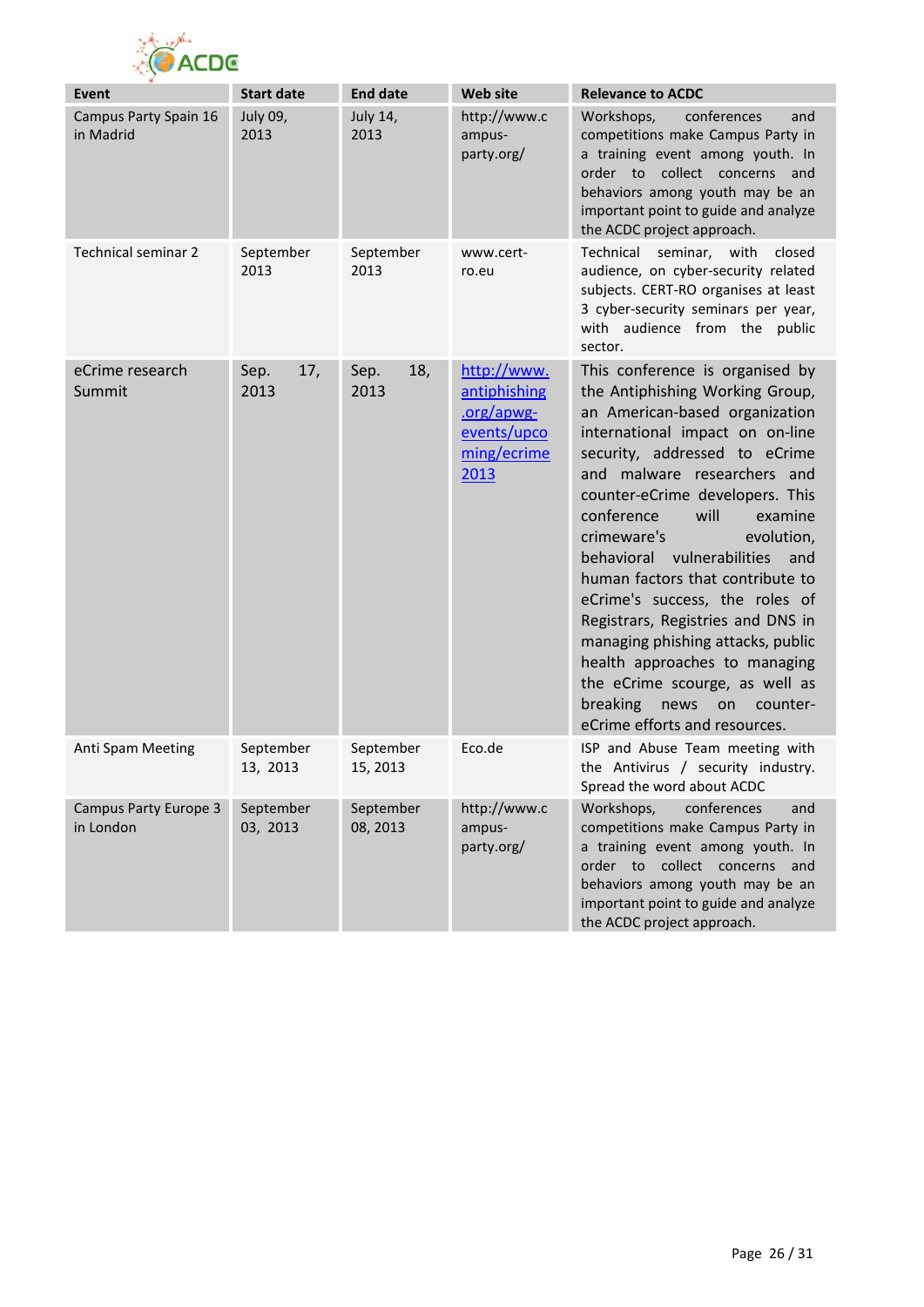| Event | Start date | End date | Web site | Relevance to ACDC |
|---|---|---|---|---|
| Campus Party Spain 16 in Madrid | July 09, 2013 | July 14, 2013 | http://www.campus-party.org/ | Workshops, conferences and competitions make Campus Party in a training event among youth. In order to collect concerns and behaviors among youth may be an important point to guide and analyze the ACDC project approach. |
| Technical seminar 2 | September 2013 | September 2013 | www.cert-ro.eu | Technical seminar, with closed audience, on cyber-security related subjects. CERT-RO organises at least 3 cyber-security seminars per year, with audience from the public sector. |
| eCrime research Summit | Sep. 17, 2013 | Sep. 18, 2013 | http://www.antiphishing.org/apwg-events/upcoming/ecrime2013 | This conference is organised by the Antiphishing Working Group, an American-based organization international impact on on-line security, addressed to eCrime and malware researchers and counter-eCrime developers. This conference will examine crimeware's evolution, behavioral vulnerabilities and human factors that contribute to eCrime's success, the roles of Registrars, Registries and DNS in managing phishing attacks, public health approaches to managing the eCrime scourge, as well as breaking news on counter-eCrime efforts and resources. |
| Anti Spam Meeting | September 13, 2013 | September 15, 2013 | Eco.de | ISP and Abuse Team meeting with the Antivirus / security industry. Spread the word about ACDC |
| Campus Party Europe 3 in London | September 03, 2013 | September 08, 2013 | http://www.campus-party.org/ | Workshops, conferences and competitions make Campus Party in a training event among youth. In order to collect concerns and behaviors among youth may be an important point to guide and analyze the ACDC project approach. |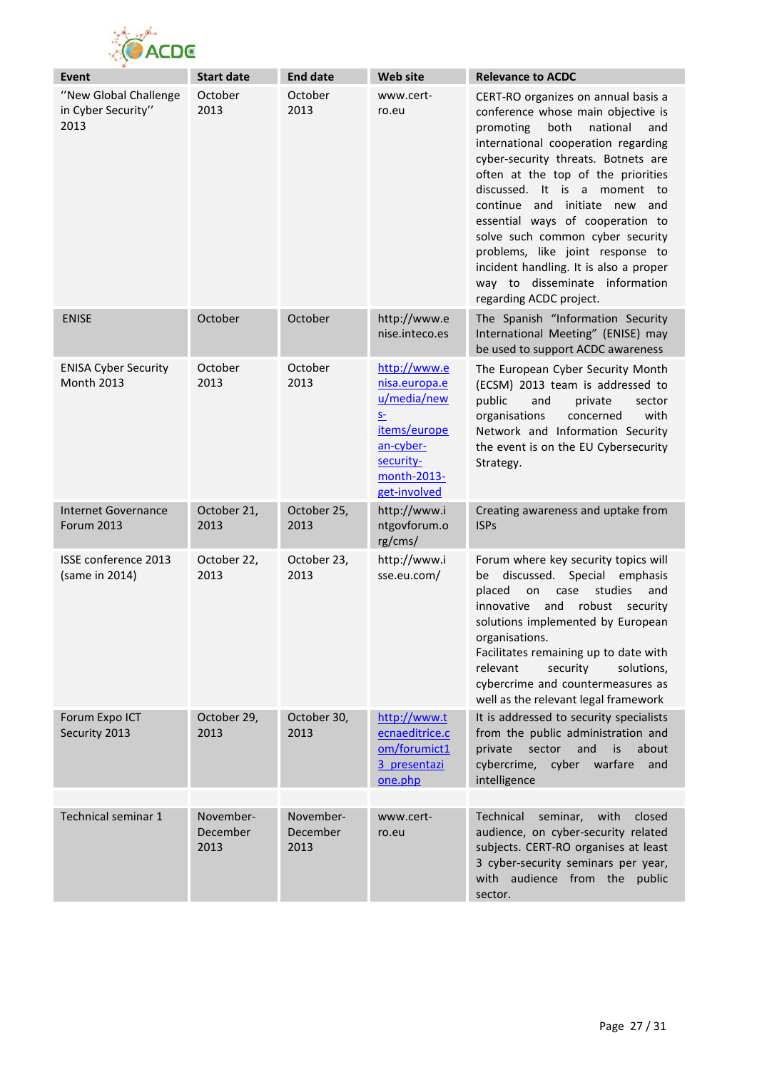| Event | Start date | End date | Web site | Relevance to ACDC |
|---|---|---|---|---|
| ''New Global Challenge in Cyber Security'' 2013 | October 2013 | October 2013 | www.cert-ro.eu | CERT-RO organizes on annual basis a conference whose main objective is promoting both national and international cooperation regarding cyber-security threats. Botnets are often at the top of the priorities discussed. It is a moment to continue and initiate new and essential ways of cooperation to solve such common cyber security problems, like joint response to incident handling. It is also a proper way to disseminate information regarding ACDC project. |
| ENISE | October | October | http://www.enise.inteco.es | The Spanish "Information Security International Meeting" (ENISE) may be used to support ACDC awareness |
| ENISA Cyber Security Month 2013 | October 2013 | October 2013 | http://www.enisa.europa.eu/media/news-items/european-cyber-security-month-2013-get-involved | The European Cyber Security Month (ECSM) 2013 team is addressed to public and private sector organisations concerned with Network and Information Security the event is on the EU Cybersecurity Strategy. |
| Internet Governance Forum 2013 | October 21, 2013 | October 25, 2013 | http://www.intgovforum.org/cms/ | Creating awareness and uptake from ISPs |
| ISSE conference 2013 (same in 2014) | October 22, 2013 | October 23, 2013 | http://www.isse.eu.com/ | Forum where key security topics will be discussed. Special emphasis placed on case studies and innovative and robust security solutions implemented by European organisations.<br>Facilitates remaining up to date with relevant security solutions, cybercrime and countermeasures as well as the relevant legal framework |
| Forum Expo ICT Security 2013 | October 29, 2013 | October 30, 2013 | http://www.tecnaeditrice.com/forumict13_presentazione.php | It is addressed to security specialists from the public administration and private sector and is about cybercrime, cyber warfare and intelligence |
| | | | | |
| Technical seminar 1 | November-December 2013 | November-December 2013 | www.cert-ro.eu | Technical seminar, with closed audience, on cyber-security related subjects. CERT-RO organises at least 3 cyber-security seminars per year, with audience from the public sector. |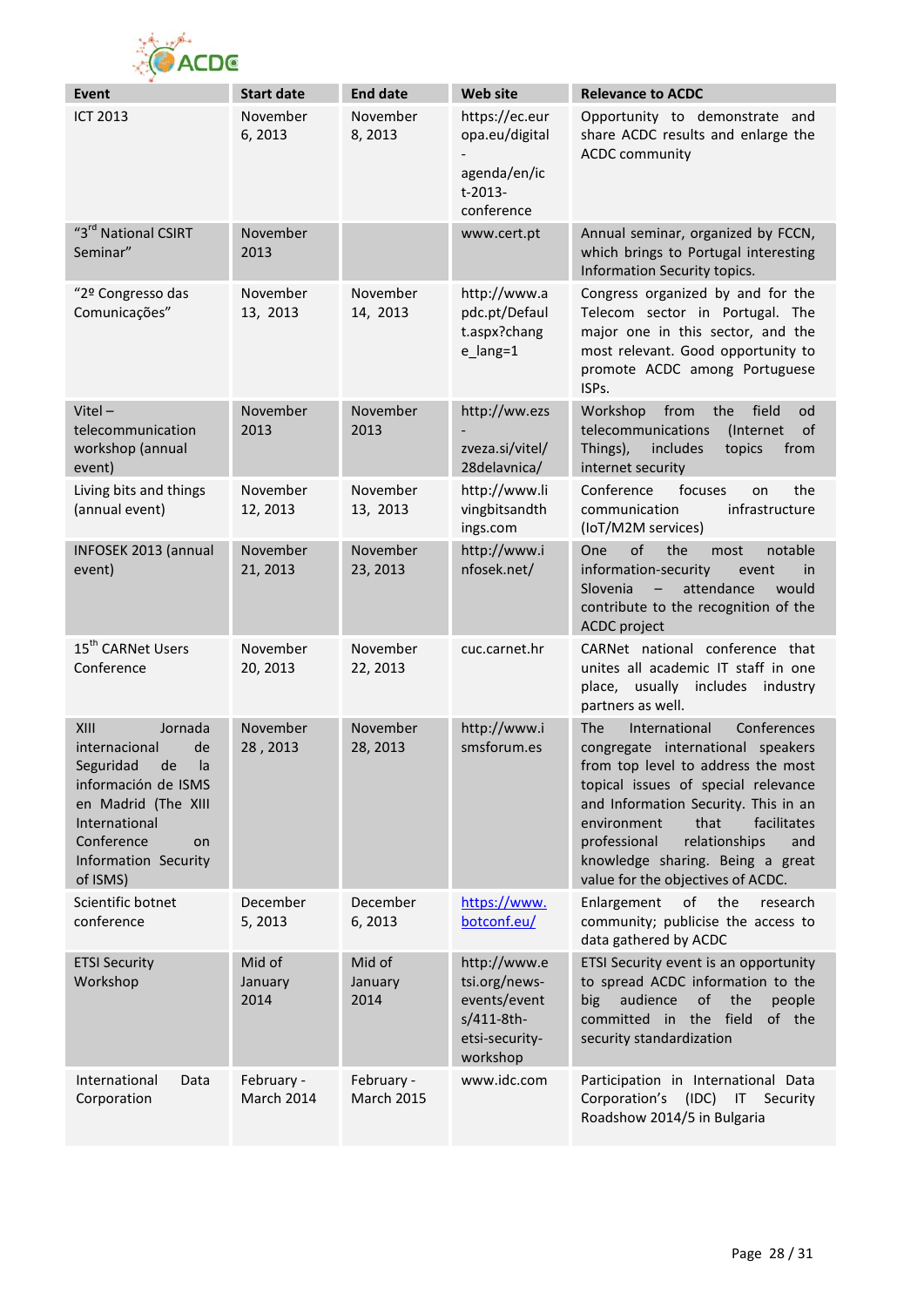| Event | Start date | End date | Web site | Relevance to ACDC |
|---|---|---|---|---|
| ICT 2013 | November 6, 2013 | November 8, 2013 | https://ec.europa.eu/digital-agenda/en/ict-2013-conference | Opportunity to demonstrate and share ACDC results and enlarge the ACDC community |
| "3rd National CSIRT Seminar" | November 2013 | | www.cert.pt | Annual seminar, organized by FCCN, which brings to Portugal interesting Information Security topics. |
| "2º Congresso das Comunicações" | November 13, 2013 | November 14, 2013 | http://www.apdc.pt/Default.aspx?change_lang=1 | Congress organized by and for the Telecom sector in Portugal. The major one in this sector, and the most relevant. Good opportunity to promote ACDC among Portuguese ISPs. |
| Vitel – telecommunication workshop (annual event) | November 2013 | November 2013 | http://ww.ezs-zveza.si/vitel/28delavnica/ | Workshop from the field od telecommunications (Internet of Things), includes topics from internet security |
| Living bits and things (annual event) | November 12, 2013 | November 13, 2013 | http://www.livingbitsandthings.com | Conference focuses on the communication infrastructure (IoT/M2M services) |
| INFOSEK 2013 (annual event) | November 21, 2013 | November 23, 2013 | http://www.infosek.net/ | One of the most notable information-security event in Slovenia – attendance would contribute to the recognition of the ACDC project |
| 15th CARNet Users Conference | November 20, 2013 | November 22, 2013 | cuc.carnet.hr | CARNet national conference that unites all academic IT staff in one place, usually includes industry partners as well. |
| XIII Jornada internacional de Seguridad de la información de ISMS en Madrid (The XIII International Conference on Information Security of ISMS) | November 28 , 2013 | November 28, 2013 | http://www.ismsforum.es | The International Conferences congregate international speakers from top level to address the most topical issues of special relevance and Information Security. This in an environment that facilitates professional relationships and knowledge sharing. Being a great value for the objectives of ACDC. |
| Scientific botnet conference | December 5, 2013 | December 6, 2013 | [https://www.botconf.eu/](https://www.botconf.eu/) | Enlargement of the research community; publicise the access to data gathered by ACDC |
| ETSI Security Workshop | Mid of January 2014 | Mid of January 2014 | http://www.etsi.org/news-events/events/411-8th-etsi-security-workshop | ETSI Security event is an opportunity to spread ACDC information to the big audience of the people committed in the field of the security standardization |
| International Data Corporation | February - March 2014 | February - March 2015 | www.idc.com | Participation in International Data Corporation's (IDC) IT Security Roadshow 2014/5 in Bulgaria |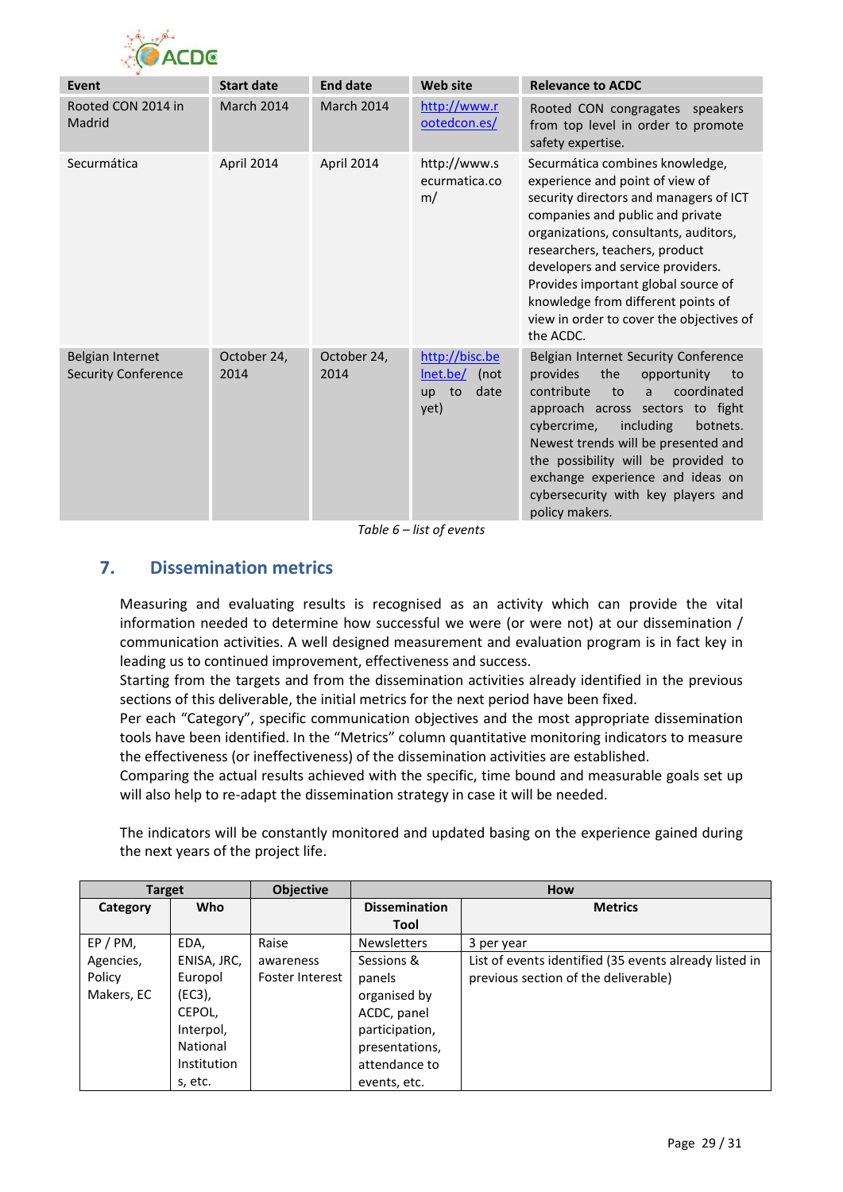| Event | Start date | End date | Web site | Relevance to ACDC |
|---|---|---|---|---|
| Rooted CON 2014 in Madrid | March 2014 | March 2014 | http://www.rootedcon.es/ | Rooted CON congragates speakers from top level in order to promote safety expertise. |
| Securmática | April 2014 | April 2014 | http://www.securmatica.com/ | Securmática combines knowledge, experience and point of view of security directors and managers of ICT companies and public and private organizations, consultants, auditors, researchers, teachers, product developers and service providers. Provides important global source of knowledge from different points of view in order to cover the objectives of the ACDC. |
| Belgian Internet Security Conference | October 24, 2014 | October 24, 2014 | http://biscbelnet.be/ (not up to date yet) | Belgian Internet Security Conference provides the opportunity to contribute to a coordinated approach across sectors to fight cybercrime, including botnets. Newest trends will be presented and the possibility will be provided to exchange experience and ideas on cybersecurity with key players and policy makers. |

*Table 6 – list of events*

## 7. Dissemination metrics

Measuring and evaluating results is recognised as an activity which can provide the vital information needed to determine how successful we were (or were not) at our dissemination / communication activities. A well designed measurement and evaluation program is in fact key in leading us to continued improvement, effectiveness and success.
Starting from the targets and from the dissemination activities already identified in the previous sections of this deliverable, the initial metrics for the next period have been fixed.
Per each "Category", specific communication objectives and the most appropriate dissemination tools have been identified. In the "Metrics" column quantitative monitoring indicators to measure the effectiveness (or ineffectiveness) of the dissemination activities are established.
Comparing the actual results achieved with the specific, time bound and measurable goals set up will also help to re-adapt the dissemination strategy in case it will be needed.

The indicators will be constantly monitored and updated basing on the experience gained during the next years of the project life.

| Target | | Objective | How | |
|---|---|---|---|---|
| Category | Who | | Dissemination Tool | Metrics |
| EP / PM, Agencies, Policy Makers, EC | EDA, ENISA, JRC, Europol (EC3), CEPOL, Interpol, National Institutions, etc. | Raise awareness Foster Interest | Newsletters | 3 per year |
| | | | Sessions & panels organised by ACDC, panel participation, presentations, attendance to events, etc. | List of events identified (35 events already listed in previous section of the deliverable) |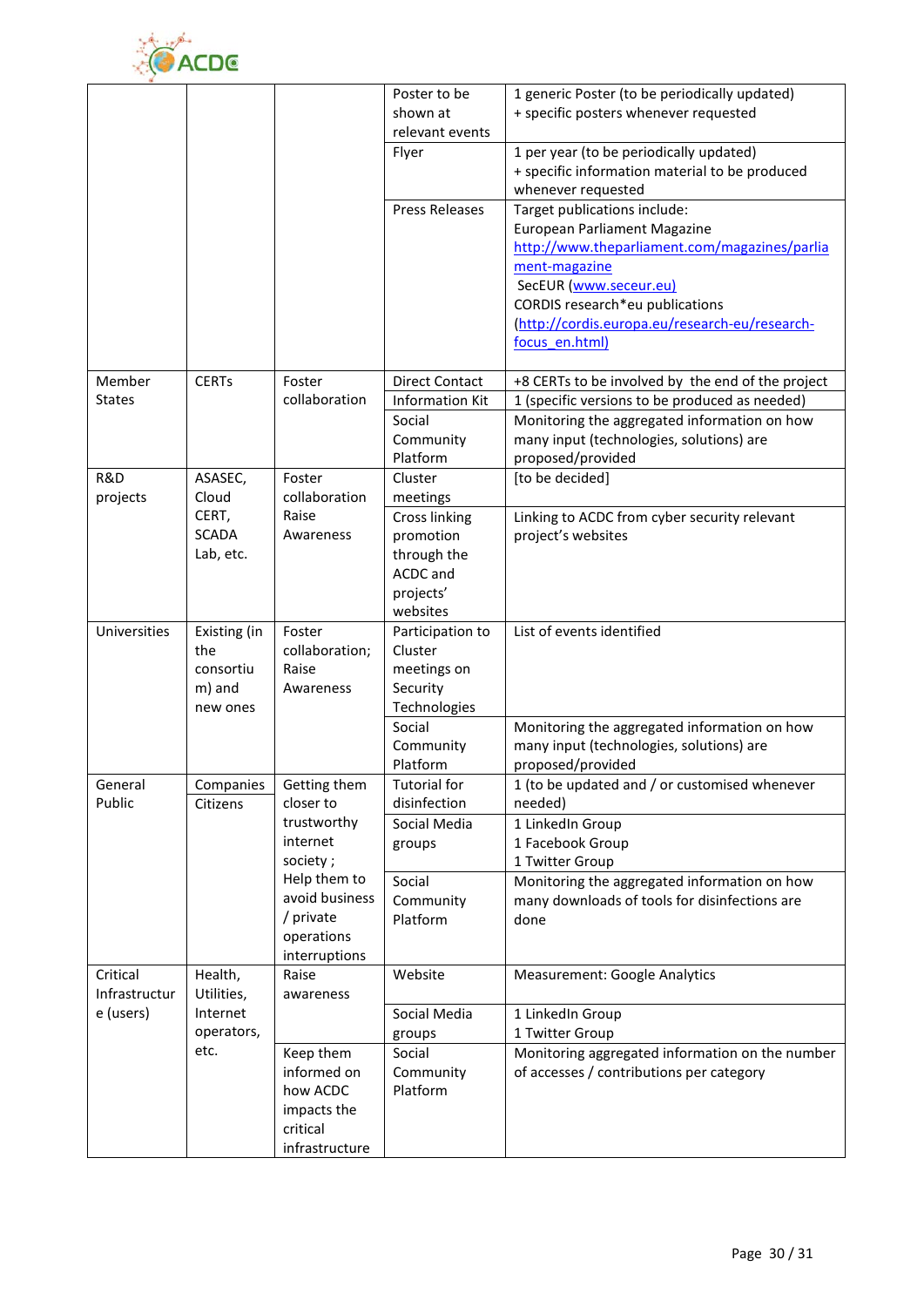| | | | Poster to be shown at relevant events | 1 generic Poster (to be periodically updated) + specific posters whenever requested |
|---|---|---|---|---|
| | | | Flyer | 1 per year (to be periodically updated) + specific information material to be produced whenever requested |
| | | | Press Releases | Target publications include: European Parliament Magazine http://www.theparliament.com/magazines/parliament-magazine SecEUR (www.seceur.eu) CORDIS research*eu publications (http://cordis.europa.eu/research-eu/research-focus_en.html) |
| Member States | CERTs | Foster collaboration | Direct Contact | +8 CERTs to be involved by the end of the project |
| | | | Information Kit | 1 (specific versions to be produced as needed) |
| | | | Social Community Platform | Monitoring the aggregated information on how many input (technologies, solutions) are proposed/provided |
| R&D projects | ASASEC, Cloud CERT, SCADA Lab, etc. | Foster collaboration Raise Awareness | Cluster meetings | [to be decided] |
| | | | Cross linking promotion through the ACDC and projects' websites | Linking to ACDC from cyber security relevant project's websites |
| Universities | Existing (in the consortium) and new ones | Foster collaboration; Raise Awareness | Participation to Cluster meetings on Security Technologies | List of events identified |
| | | | Social Community Platform | Monitoring the aggregated information on how many input (technologies, solutions) are proposed/provided |
| General Public | Companies Citizens | Getting them closer to trustworthy internet society ; Help them to avoid business / private operations interruptions | Tutorial for disinfection | 1 (to be updated and / or customised whenever needed) |
| | | | Social Media groups | 1 LinkedIn Group 1 Facebook Group 1 Twitter Group |
| | | | Social Community Platform | Monitoring the aggregated information on how many downloads of tools for disinfections are done |
| Critical Infrastructure (users) | Health, Utilities, Internet operators, etc. | Raise awareness | Website | Measurement: Google Analytics |
| | | | Social Media groups | 1 LinkedIn Group 1 Twitter Group |
| | | Keep them informed on how ACDC impacts the critical infrastructure | Social Community Platform | Monitoring aggregated information on the number of accesses / contributions per category |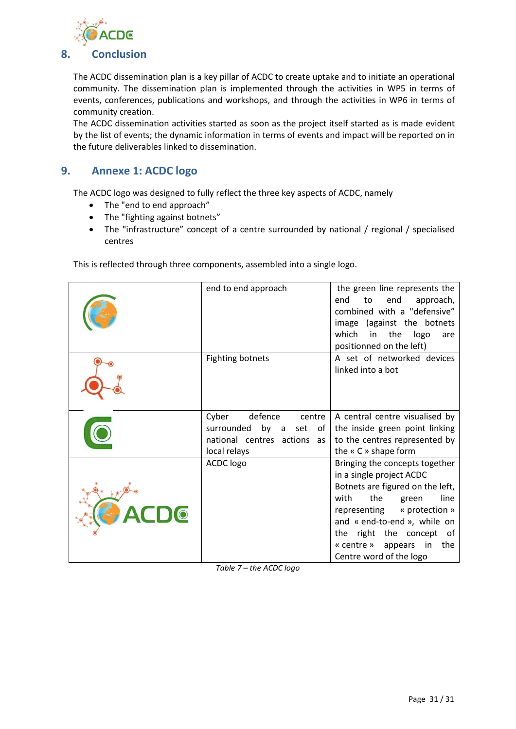## 8. Conclusion

The ACDC dissemination plan is a key pillar of ACDC to create uptake and to initiate an operational community. The dissemination plan is implemented through the activities in WP5 in terms of events, conferences, publications and workshops, and through the activities in WP6 in terms of community creation.

The ACDC dissemination activities started as soon as the project itself started as is made evident by the list of events; the dynamic information in terms of events and impact will be reported on in the future deliverables linked to dissemination.

## 9. Annexe 1: ACDC logo

The ACDC logo was designed to fully reflect the three key aspects of ACDC, namely

- The "end to end approach"
- The "fighting against botnets"
- The "infrastructure" concept of a centre surrounded by national / regional / specialised centres

This is reflected through three components, assembled into a single logo.

| | | |
|---|---|---|
| | end to end approach | the green line represents the end to end approach, combined with a "defensive" image (against the botnets which in the logo are positionned on the left) |
| | Fighting botnets | A set of networked devices linked into a bot |
| | Cyber defence centre surrounded by a set of national centres actions as local relays | A central centre visualised by the inside green point linking to the centres represented by the « C » shape form |
| ACDC | ACDC logo | Bringing the concepts together in a single project ACDC Botnets are figured on the left, with the green line representing « protection » and « end-to-end », while on the right the concept of « centre » appears in the Centre word of the logo |

*Table 7 – the ACDC logo*